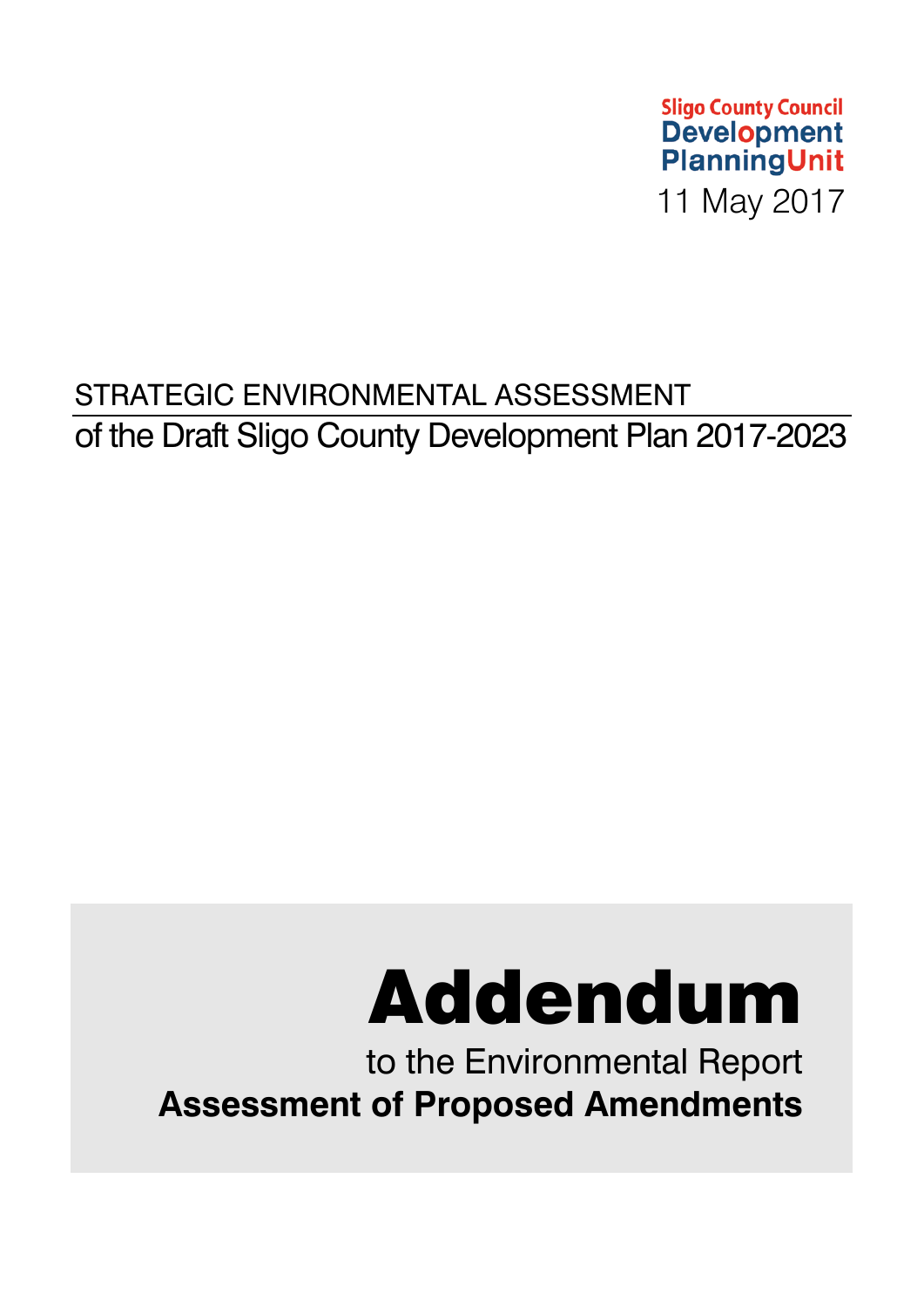Sligo County Council
Development
PlanningUnit

11 May 2017

STRATEGIC ENVIRONMENTAL ASSESSMENT

of the Draft Sligo County Development Plan 2017-2023

# Addendum

to the Environmental Report

**Assessment of Proposed Amendments**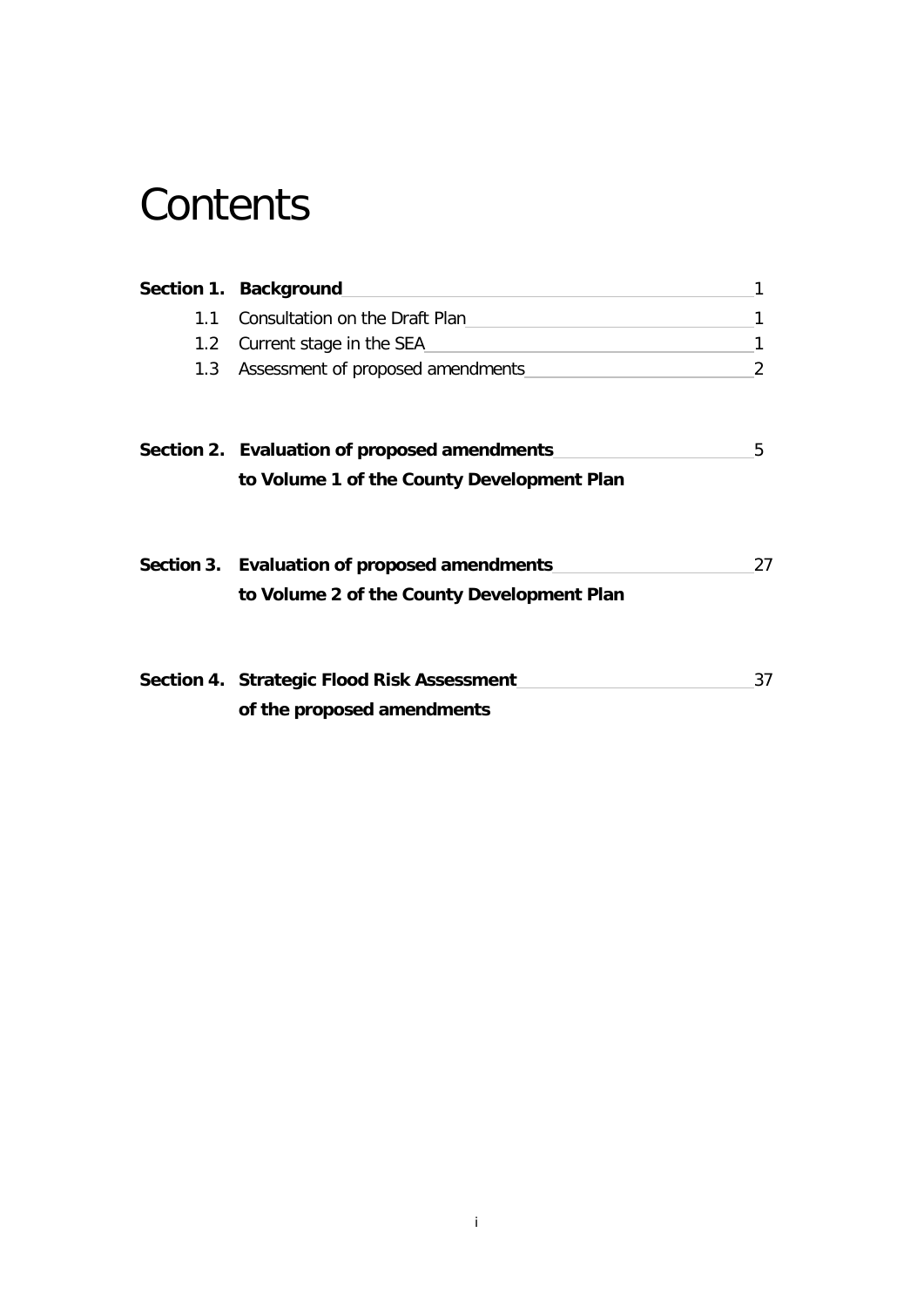# Contents

| | | |
|---|---|---|
| **Section 1.** | **Background** | 1 |
| 1.1 | Consultation on the Draft Plan | 1 |
| 1.2 | Current stage in the SEA | 1 |
| 1.3 | Assessment of proposed amendments | 2 |
| **Section 2.** | **Evaluation of proposed amendments to Volume 1 of the County Development Plan** | 5 |
| **Section 3.** | **Evaluation of proposed amendments to Volume 2 of the County Development Plan** | 27 |
| **Section 4.** | **Strategic Flood Risk Assessment of the proposed amendments** | 37 |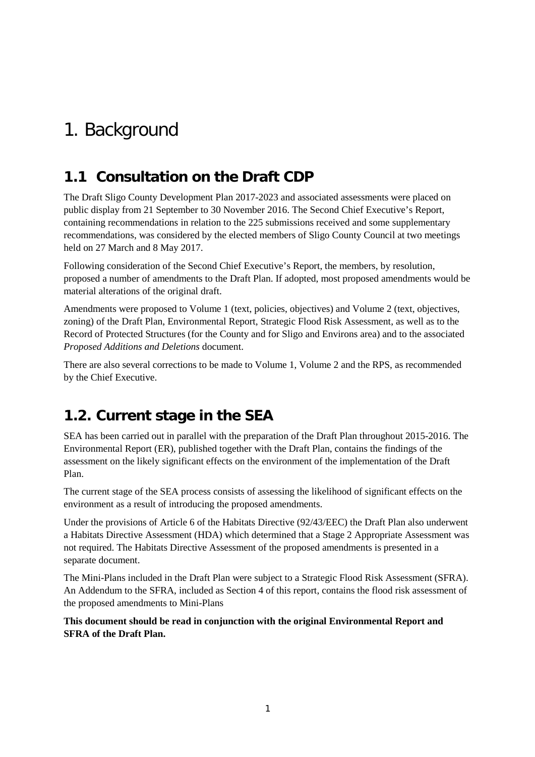# 1. Background

## 1.1 Consultation on the Draft CDP

The Draft Sligo County Development Plan 2017-2023 and associated assessments were placed on public display from 21 September to 30 November 2016. The Second Chief Executive's Report, containing recommendations in relation to the 225 submissions received and some supplementary recommendations, was considered by the elected members of Sligo County Council at two meetings held on 27 March and 8 May 2017.

Following consideration of the Second Chief Executive's Report, the members, by resolution, proposed a number of amendments to the Draft Plan. If adopted, most proposed amendments would be material alterations of the original draft.

Amendments were proposed to Volume 1 (text, policies, objectives) and Volume 2 (text, objectives, zoning) of the Draft Plan, Environmental Report, Strategic Flood Risk Assessment, as well as to the Record of Protected Structures (for the County and for Sligo and Environs area) and to the associated *Proposed Additions and Deletions* document.

There are also several corrections to be made to Volume 1, Volume 2 and the RPS, as recommended by the Chief Executive.

## 1.2. Current stage in the SEA

SEA has been carried out in parallel with the preparation of the Draft Plan throughout 2015-2016. The Environmental Report (ER), published together with the Draft Plan, contains the findings of the assessment on the likely significant effects on the environment of the implementation of the Draft Plan.

The current stage of the SEA process consists of assessing the likelihood of significant effects on the environment as a result of introducing the proposed amendments.

Under the provisions of Article 6 of the Habitats Directive (92/43/EEC) the Draft Plan also underwent a Habitats Directive Assessment (HDA) which determined that a Stage 2 Appropriate Assessment was not required. The Habitats Directive Assessment of the proposed amendments is presented in a separate document.

The Mini-Plans included in the Draft Plan were subject to a Strategic Flood Risk Assessment (SFRA). An Addendum to the SFRA, included as Section 4 of this report, contains the flood risk assessment of the proposed amendments to Mini-Plans

**This document should be read in conjunction with the original Environmental Report and SFRA of the Draft Plan.**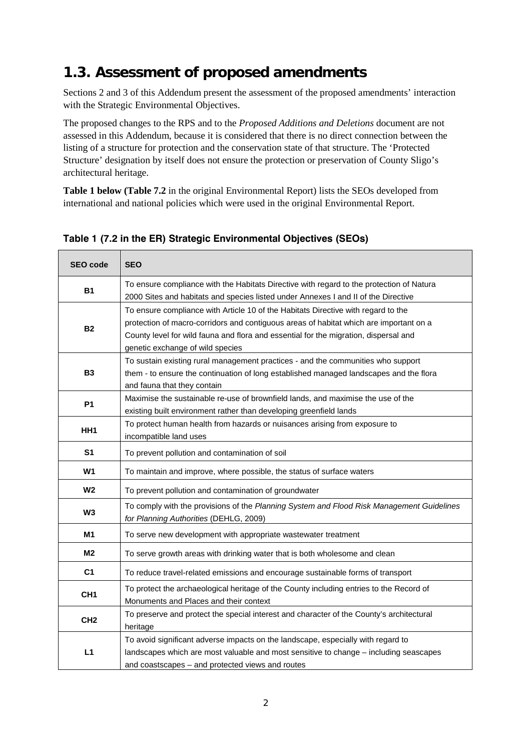## 1.3. Assessment of proposed amendments

Sections 2 and 3 of this Addendum present the assessment of the proposed amendments' interaction with the Strategic Environmental Objectives.

The proposed changes to the RPS and to the *Proposed Additions and Deletions* document are not assessed in this Addendum, because it is considered that there is no direct connection between the listing of a structure for protection and the conservation state of that structure. The 'Protected Structure' designation by itself does not ensure the protection or preservation of County Sligo's architectural heritage.

**Table 1 below (Table 7.2** in the original Environmental Report) lists the SEOs developed from international and national policies which were used in the original Environmental Report.

**Table 1 (7.2 in the ER) Strategic Environmental Objectives (SEOs)**

| SEO code | SEO |
|---|---|
| **B1** | To ensure compliance with the Habitats Directive with regard to the protection of Natura 2000 Sites and habitats and species listed under Annexes I and II of the Directive |
| **B2** | To ensure compliance with Article 10 of the Habitats Directive with regard to the protection of macro-corridors and contiguous areas of habitat which are important on a County level for wild fauna and flora and essential for the migration, dispersal and genetic exchange of wild species |
| **B3** | To sustain existing rural management practices - and the communities who support them - to ensure the continuation of long established managed landscapes and the flora and fauna that they contain |
| **P1** | Maximise the sustainable re-use of brownfield lands, and maximise the use of the existing built environment rather than developing greenfield lands |
| **HH1** | To protect human health from hazards or nuisances arising from exposure to incompatible land uses |
| **S1** | To prevent pollution and contamination of soil |
| **W1** | To maintain and improve, where possible, the status of surface waters |
| **W2** | To prevent pollution and contamination of groundwater |
| **W3** | To comply with the provisions of the *Planning System and Flood Risk Management Guidelines for Planning Authorities* (DEHLG, 2009) |
| **M1** | To serve new development with appropriate wastewater treatment |
| **M2** | To serve growth areas with drinking water that is both wholesome and clean |
| **C1** | To reduce travel-related emissions and encourage sustainable forms of transport |
| **CH1** | To protect the archaeological heritage of the County including entries to the Record of Monuments and Places and their context |
| **CH2** | To preserve and protect the special interest and character of the County's architectural heritage |
| **L1** | To avoid significant adverse impacts on the landscape, especially with regard to landscapes which are most valuable and most sensitive to change – including seascapes and coastscapes – and protected views and routes |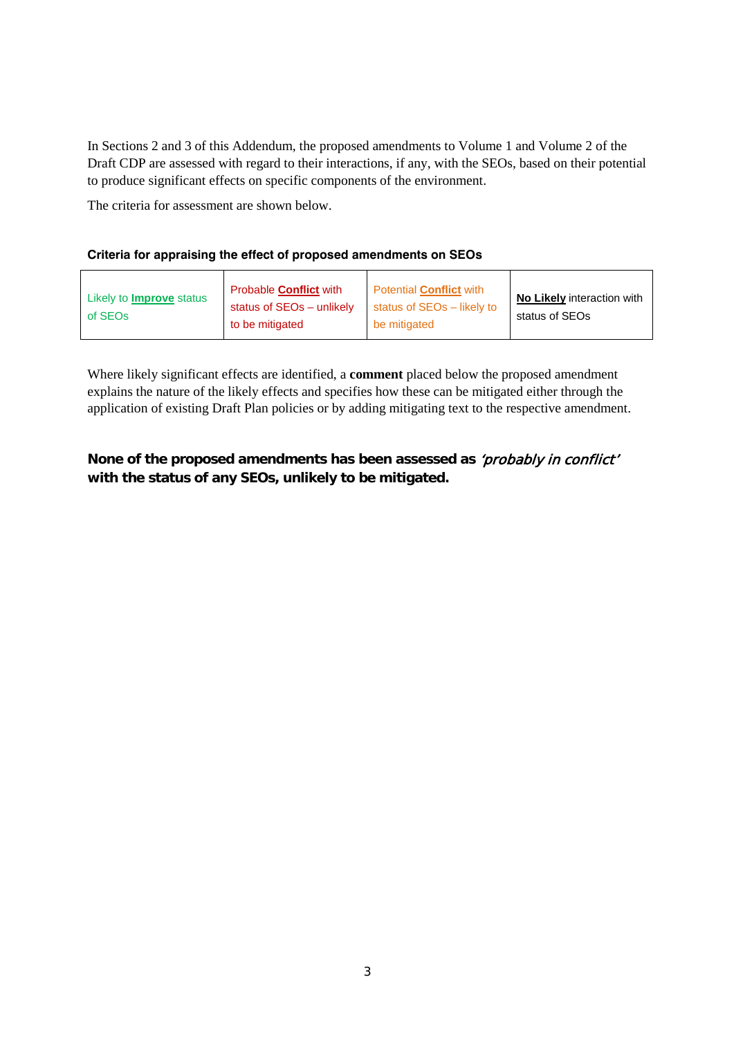In Sections 2 and 3 of this Addendum, the proposed amendments to Volume 1 and Volume 2 of the Draft CDP are assessed with regard to their interactions, if any, with the SEOs, based on their potential to produce significant effects on specific components of the environment.

The criteria for assessment are shown below.

**Criteria for appraising the effect of proposed amendments on SEOs**

| | | | |
|---|---|---|---|
| Likely to **Improve** status of SEOs | Probable **Conflict** with status of SEOs – unlikely to be mitigated | Potential **Conflict** with status of SEOs – likely to be mitigated | **No Likely** interaction with status of SEOs |

Where likely significant effects are identified, a **comment** placed below the proposed amendment explains the nature of the likely effects and specifies how these can be mitigated either through the application of existing Draft Plan policies or by adding mitigating text to the respective amendment.

**None of the proposed amendments has been assessed as *'probably in conflict'* with the status of any SEOs, unlikely to be mitigated.**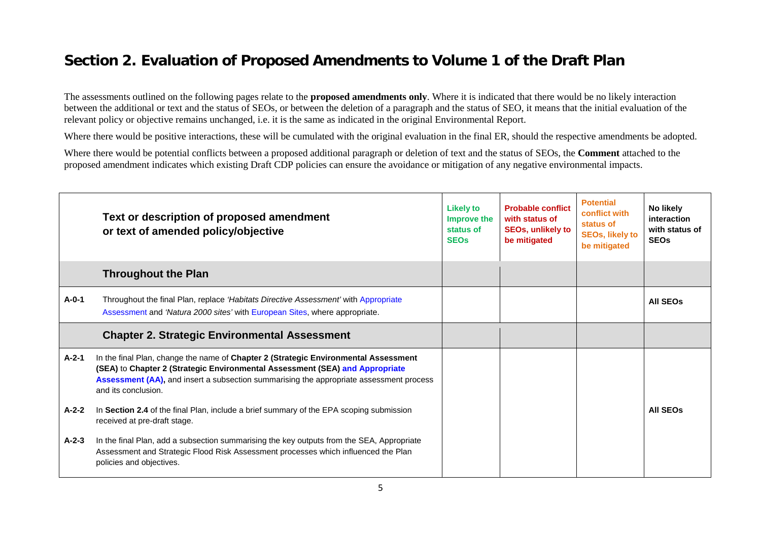# Section 2. Evaluation of Proposed Amendments to Volume 1 of the Draft Plan

The assessments outlined on the following pages relate to the **proposed amendments only**. Where it is indicated that there would be no likely interaction between the additional or text and the status of SEOs, or between the deletion of a paragraph and the status of SEO, it means that the initial evaluation of the relevant policy or objective remains unchanged, i.e. it is the same as indicated in the original Environmental Report.

Where there would be positive interactions, these will be cumulated with the original evaluation in the final ER, should the respective amendments be adopted.

Where there would be potential conflicts between a proposed additional paragraph or deletion of text and the status of SEOs, the **Comment** attached to the proposed amendment indicates which existing Draft CDP policies can ensure the avoidance or mitigation of any negative environmental impacts.

| | Text or description of proposed amendment or text of amended policy/objective | Likely to Improve the status of SEOs | Probable conflict with status of SEOs, unlikely to be mitigated | Potential conflict with status of SEOs, likely to be mitigated | No likely interaction with status of SEOs |
|---|---|---|---|---|---|
| | **Throughout the Plan** | | | | |
| **A-0-1** | Throughout the final Plan, replace *'Habitats Directive Assessment'* with Appropriate Assessment and *'Natura 2000 sites'* with European Sites, where appropriate. | | | | **All SEOs** |
| | **Chapter 2. Strategic Environmental Assessment** | | | | |
| **A-2-1** | In the final Plan, change the name of **Chapter 2 (Strategic Environmental Assessment (SEA)** to **Chapter 2 (Strategic Environmental Assessment (SEA) and Appropriate Assessment (AA),** and insert a subsection summarising the appropriate assessment process and its conclusion. | | | | **All SEOs** |
| **A-2-2** | In **Section 2.4** of the final Plan, include a brief summary of the EPA scoping submission received at pre-draft stage. | | | | |
| **A-2-3** | In the final Plan, add a subsection summarising the key outputs from the SEA, Appropriate Assessment and Strategic Flood Risk Assessment processes which influenced the Plan policies and objectives. | | | | |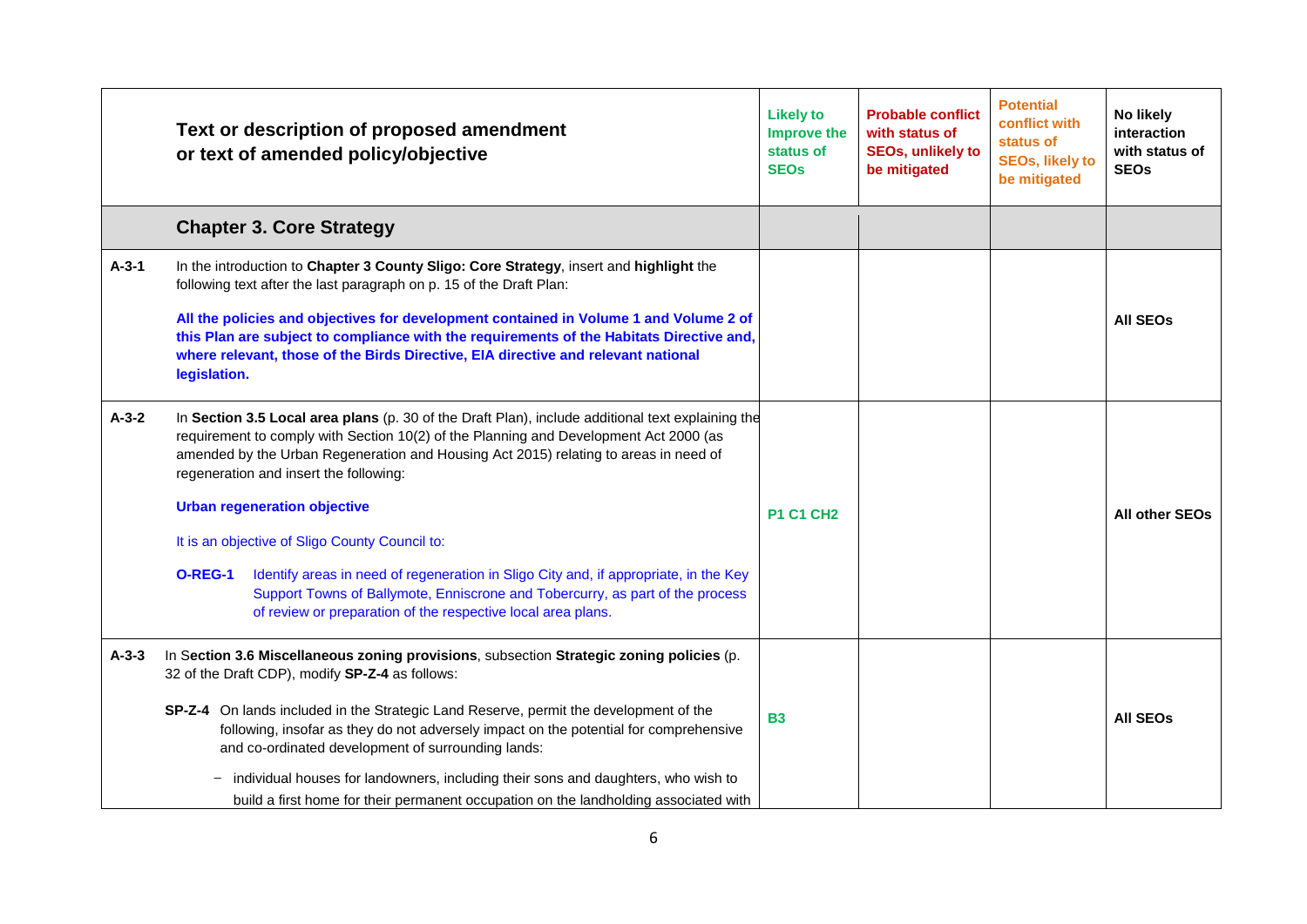| | Text or description of proposed amendment or text of amended policy/objective | Likely to Improve the status of SEOs | Probable conflict with status of SEOs, unlikely to be mitigated | Potential conflict with status of SEOs, likely to be mitigated | No likely interaction with status of SEOs |
|---|---|---|---|---|---|
| | **Chapter 3. Core Strategy** | | | | |
| **A-3-1** | In the introduction to **Chapter 3 County Sligo: Core Strategy**, insert and **highlight** the following text after the last paragraph on p. 15 of the Draft Plan:<br><br>**All the policies and objectives for development contained in Volume 1 and Volume 2 of this Plan are subject to compliance with the requirements of the Habitats Directive and, where relevant, those of the Birds Directive, EIA directive and relevant national legislation.** | | | | **All SEOs** |
| **A-3-2** | In **Section 3.5 Local area plans** (p. 30 of the Draft Plan), include additional text explaining the requirement to comply with Section 10(2) of the Planning and Development Act 2000 (as amended by the Urban Regeneration and Housing Act 2015) relating to areas in need of regeneration and insert the following:<br><br>**Urban regeneration objective**<br><br>It is an objective of Sligo County Council to:<br><br>**O-REG-1** Identify areas in need of regeneration in Sligo City and, if appropriate, in the Key Support Towns of Ballymote, Enniscrone and Tobercurry, as part of the process of review or preparation of the respective local area plans. | **P1 C1 CH2** | | | **All other SEOs** |
| **A-3-3** | In S**ection 3.6 Miscellaneous zoning provisions**, subsection **Strategic zoning policies** (p. 32 of the Draft CDP), modify **SP-Z-4** as follows:<br><br>**SP-Z-4** On lands included in the Strategic Land Reserve, permit the development of the following, insofar as they do not adversely impact on the potential for comprehensive and co-ordinated development of surrounding lands:<br><br>– individual houses for landowners, including their sons and daughters, who wish to build a first home for their permanent occupation on the landholding associated with | **B3** | | | **All SEOs** |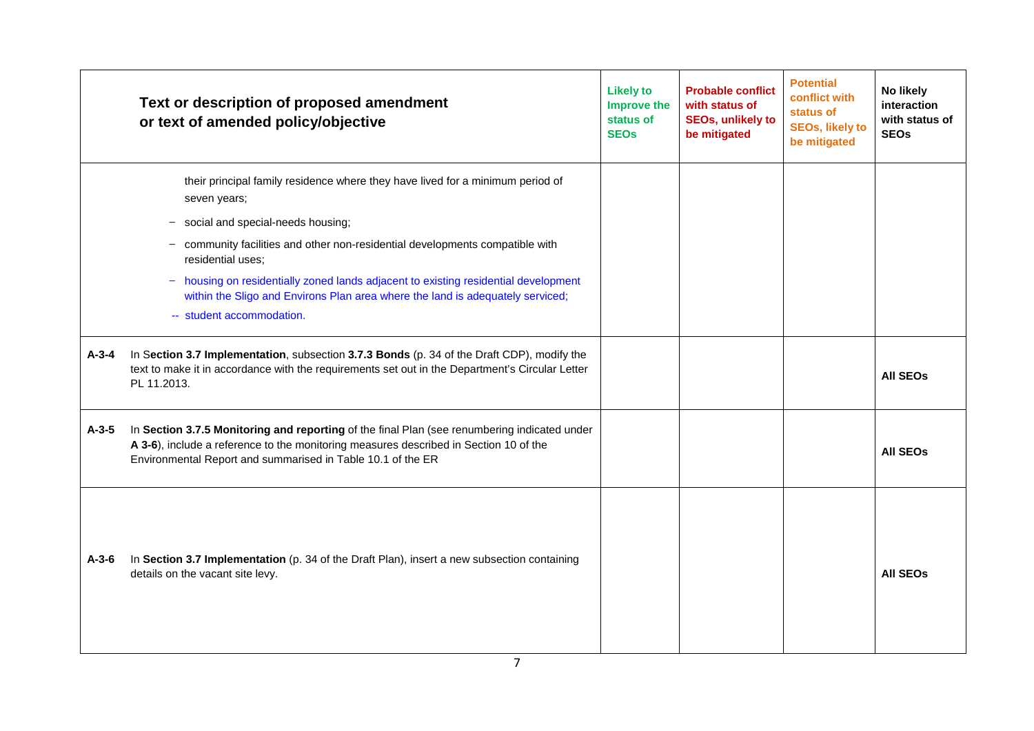| | Text or description of proposed amendment or text of amended policy/objective | Likely to Improve the status of SEOs | Probable conflict with status of SEOs, unlikely to be mitigated | Potential conflict with status of SEOs, likely to be mitigated | No likely interaction with status of SEOs |
|---|---|---|---|---|---|
| | their principal family residence where they have lived for a minimum period of seven years;<br>– social and special-needs housing;<br>– community facilities and other non-residential developments compatible with residential uses;<br>– housing on residentially zoned lands adjacent to existing residential development within the Sligo and Environs Plan area where the land is adequately serviced;<br>-- student accommodation. | | | | |
| A-3-4 | In **Section 3.7 Implementation**, subsection **3.7.3 Bonds** (p. 34 of the Draft CDP), modify the text to make it in accordance with the requirements set out in the Department's Circular Letter PL 11.2013. | | | | **All SEOs** |
| A-3-5 | In **Section 3.7.5 Monitoring and reporting** of the final Plan (see renumbering indicated under **A 3-6**), include a reference to the monitoring measures described in Section 10 of the Environmental Report and summarised in Table 10.1 of the ER | | | | **All SEOs** |
| A-3-6 | In **Section 3.7 Implementation** (p. 34 of the Draft Plan), insert a new subsection containing details on the vacant site levy. | | | | **All SEOs** |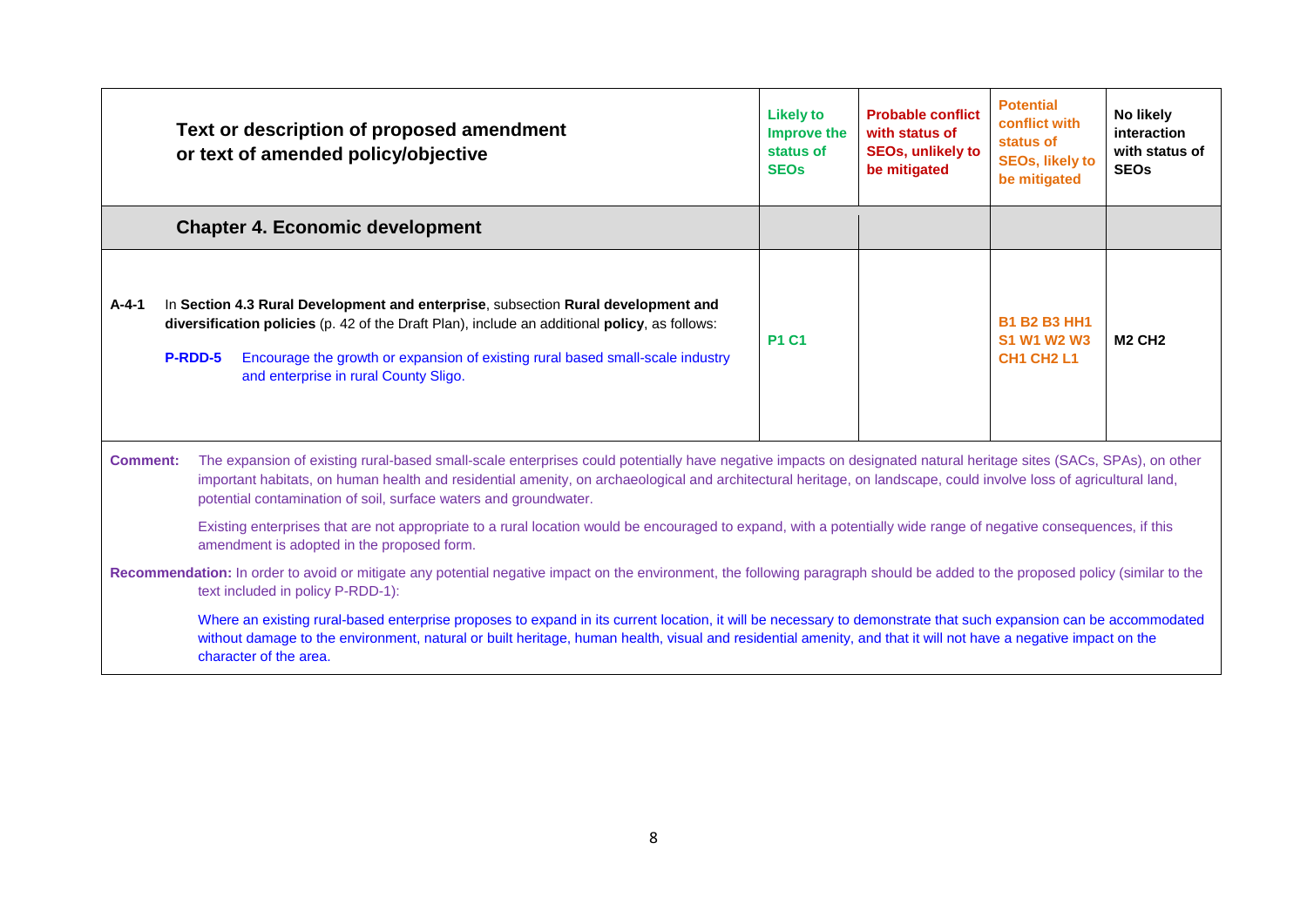| | Text or description of proposed amendment or text of amended policy/objective | Likely to Improve the status of SEOs | Probable conflict with status of SEOs, unlikely to be mitigated | Potential conflict with status of SEOs, likely to be mitigated | No likely interaction with status of SEOs |
|---|---|---|---|---|---|
| | **Chapter 4. Economic development** | | | | |
| **A-4-1** | In **Section 4.3 Rural Development and enterprise**, subsection **Rural development and diversification policies** (p. 42 of the Draft Plan), include an additional **policy**, as follows:<br>**P-RDD-5** Encourage the growth or expansion of existing rural based small-scale industry and enterprise in rural County Sligo. | P1 C1 | | B1 B2 B3 HH1 S1 W1 W2 W3 CH1 CH2 L1 | M2 CH2 |

**Comment:** The expansion of existing rural-based small-scale enterprises could potentially have negative impacts on designated natural heritage sites (SACs, SPAs), on other important habitats, on human health and residential amenity, on archaeological and architectural heritage, on landscape, could involve loss of agricultural land, potential contamination of soil, surface waters and groundwater.

Existing enterprises that are not appropriate to a rural location would be encouraged to expand, with a potentially wide range of negative consequences, if this amendment is adopted in the proposed form.

**Recommendation:** In order to avoid or mitigate any potential negative impact on the environment, the following paragraph should be added to the proposed policy (similar to the text included in policy P-RDD-1):

Where an existing rural-based enterprise proposes to expand in its current location, it will be necessary to demonstrate that such expansion can be accommodated without damage to the environment, natural or built heritage, human health, visual and residential amenity, and that it will not have a negative impact on the character of the area.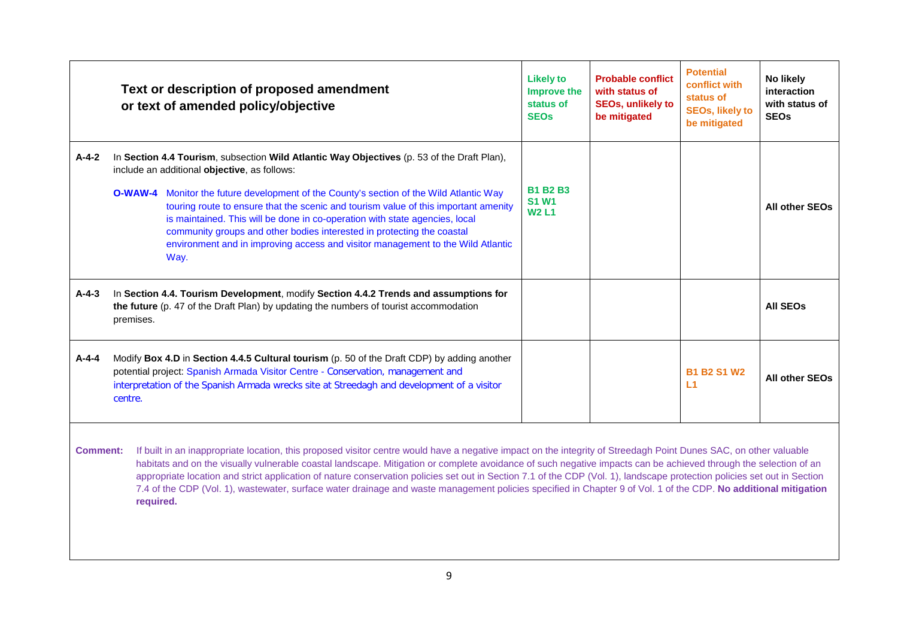| | Text or description of proposed amendment or text of amended policy/objective | Likely to Improve the status of SEOs | Probable conflict with status of SEOs, unlikely to be mitigated | Potential conflict with status of SEOs, likely to be mitigated | No likely interaction with status of SEOs |
|---|---|---|---|---|---|
| A-4-2 | In **Section 4.4 Tourism**, subsection **Wild Atlantic Way Objectives** (p. 53 of the Draft Plan), include an additional **objective**, as follows:<br><br>**O-WAW-4** Monitor the future development of the County's section of the Wild Atlantic Way touring route to ensure that the scenic and tourism value of this important amenity is maintained. This will be done in co-operation with state agencies, local community groups and other bodies interested in protecting the coastal environment and in improving access and visitor management to the Wild Atlantic Way. | **B1 B2 B3 S1 W1 W2 L1** | | | **All other SEOs** |
| A-4-3 | In **Section 4.4. Tourism Development**, modify **Section 4.4.2 Trends and assumptions for the future** (p. 47 of the Draft Plan) by updating the numbers of tourist accommodation premises. | | | | **All SEOs** |
| A-4-4 | Modify **Box 4.D** in **Section 4.4.5 Cultural tourism** (p. 50 of the Draft CDP) by adding another potential project: Spanish Armada Visitor Centre - Conservation, management and interpretation of the Spanish Armada wrecks site at Streedagh and development of a visitor centre. | | | **B1 B2 S1 W2 L1** | **All other SEOs** |

**Comment:** If built in an inappropriate location, this proposed visitor centre would have a negative impact on the integrity of Streedagh Point Dunes SAC, on other valuable habitats and on the visually vulnerable coastal landscape. Mitigation or complete avoidance of such negative impacts can be achieved through the selection of an appropriate location and strict application of nature conservation policies set out in Section 7.1 of the CDP (Vol. 1), landscape protection policies set out in Section 7.4 of the CDP (Vol. 1), wastewater, surface water drainage and waste management policies specified in Chapter 9 of Vol. 1 of the CDP. **No additional mitigation required.**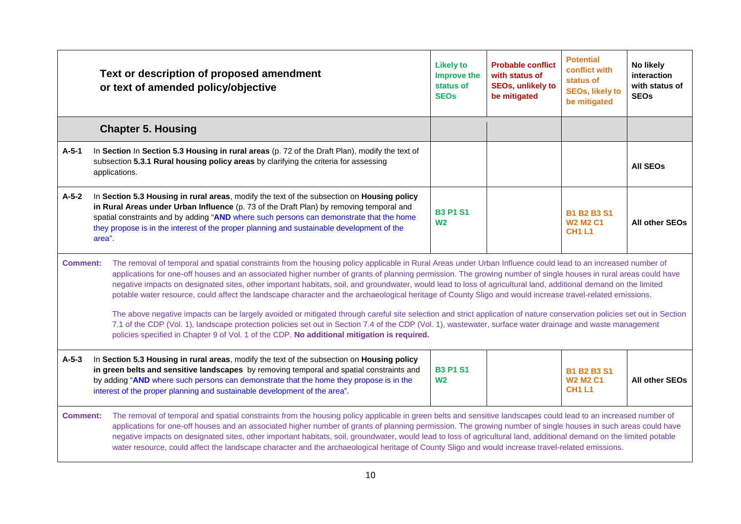| | Text or description of proposed amendment or text of amended policy/objective | Likely to Improve the status of SEOs | Probable conflict with status of SEOs, unlikely to be mitigated | Potential conflict with status of SEOs, likely to be mitigated | No likely interaction with status of SEOs |
|---|---|---|---|---|---|
| | **Chapter 5. Housing** | | | | |
| **A-5-1** | In **Section** In **Section 5.3 Housing in rural areas** (p. 72 of the Draft Plan), modify the text of subsection **5.3.1 Rural housing policy areas** by clarifying the criteria for assessing applications. | | | | **All SEOs** |
| **A-5-2** | In **Section 5.3 Housing in rural areas**, modify the text of the subsection on **Housing policy in Rural Areas under Urban Influence** (p. 73 of the Draft Plan) by removing temporal and spatial constraints and by adding "**AND** where such persons can demonstrate that the home they propose is in the interest of the proper planning and sustainable development of the area". | **B3 P1 S1 W2** | | **B1 B2 B3 S1 W2 M2 C1 CH1 L1** | **All other SEOs** |
| **Comment:** | The removal of temporal and spatial constraints from the housing policy applicable in Rural Areas under Urban Influence could lead to an increased number of applications for one-off houses and an associated higher number of grants of planning permission. The growing number of single houses in rural areas could have negative impacts on designated sites, other important habitats, soil, and groundwater, would lead to loss of agricultural land, additional demand on the limited potable water resource, could affect the landscape character and the archaeological heritage of County Sligo and would increase travel-related emissions. The above negative impacts can be largely avoided or mitigated through careful site selection and strict application of nature conservation policies set out in Section 7.1 of the CDP (Vol. 1), landscape protection policies set out in Section 7.4 of the CDP (Vol. 1), wastewater, surface water drainage and waste management policies specified in Chapter 9 of Vol. 1 of the CDP. **No additional mitigation is required.** | | | | |
| **A-5-3** | In **Section 5.3 Housing in rural areas**, modify the text of the subsection on **Housing policy in green belts and sensitive landscapes** by removing temporal and spatial constraints and by adding "**AND** where such persons can demonstrate that the home they propose is in the interest of the proper planning and sustainable development of the area". | **B3 P1 S1 W2** | | **B1 B2 B3 S1 W2 M2 C1 CH1 L1** | **All other SEOs** |
| **Comment:** | The removal of temporal and spatial constraints from the housing policy applicable in green belts and sensitive landscapes could lead to an increased number of applications for one-off houses and an associated higher number of grants of planning permission. The growing number of single houses in such areas could have negative impacts on designated sites, other important habitats, soil, groundwater, would lead to loss of agricultural land, additional demand on the limited potable water resource, could affect the landscape character and the archaeological heritage of County Sligo and would increase travel-related emissions. | | | | |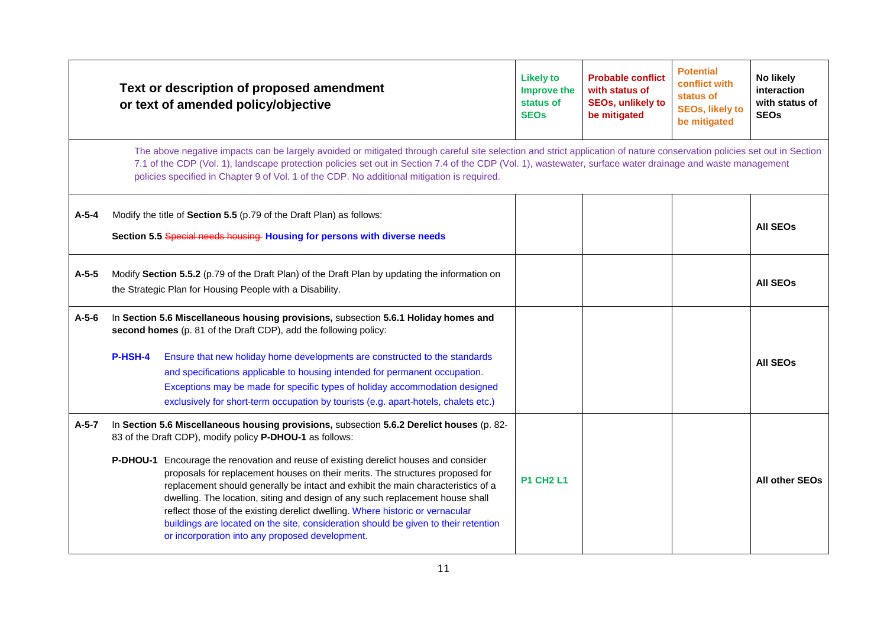| | Text or description of proposed amendment or text of amended policy/objective | Likely to Improve the status of SEOs | Probable conflict with status of SEOs, unlikely to be mitigated | Potential conflict with status of SEOs, likely to be mitigated | No likely interaction with status of SEOs |
|---|---|---|---|---|---|
| | The above negative impacts can be largely avoided or mitigated through careful site selection and strict application of nature conservation policies set out in Section 7.1 of the CDP (Vol. 1), landscape protection policies set out in Section 7.4 of the CDP (Vol. 1), wastewater, surface water drainage and waste management policies specified in Chapter 9 of Vol. 1 of the CDP. No additional mitigation is required. | | | | |
| **A-5-4** | Modify the title of **Section 5.5** (p.79 of the Draft Plan) as follows:<br><br>**Section 5.5** ~~Special needs housing~~ **Housing for persons with diverse needs** | | | | **All SEOs** |
| **A-5-5** | Modify **Section 5.5.2** (p.79 of the Draft Plan) of the Draft Plan by updating the information on the Strategic Plan for Housing People with a Disability. | | | | **All SEOs** |
| **A-5-6** | In **Section 5.6 Miscellaneous housing provisions,** subsection **5.6.1 Holiday homes and second homes** (p. 81 of the Draft CDP), add the following policy:<br><br>**P-HSH-4** Ensure that new holiday home developments are constructed to the standards and specifications applicable to housing intended for permanent occupation. Exceptions may be made for specific types of holiday accommodation designed exclusively for short-term occupation by tourists (e.g. apart-hotels, chalets etc.) | | | | **All SEOs** |
| **A-5-7** | In **Section 5.6 Miscellaneous housing provisions,** subsection **5.6.2 Derelict houses** (p. 82-83 of the Draft CDP), modify policy **P-DHOU-1** as follows:<br><br>**P-DHOU-1** Encourage the renovation and reuse of existing derelict houses and consider proposals for replacement houses on their merits. The structures proposed for replacement should generally be intact and exhibit the main characteristics of a dwelling. The location, siting and design of any such replacement house shall reflect those of the existing derelict dwelling. Where historic or vernacular buildings are located on the site, consideration should be given to their retention or incorporation into any proposed development. | **P1 CH2 L1** | | | **All other SEOs** |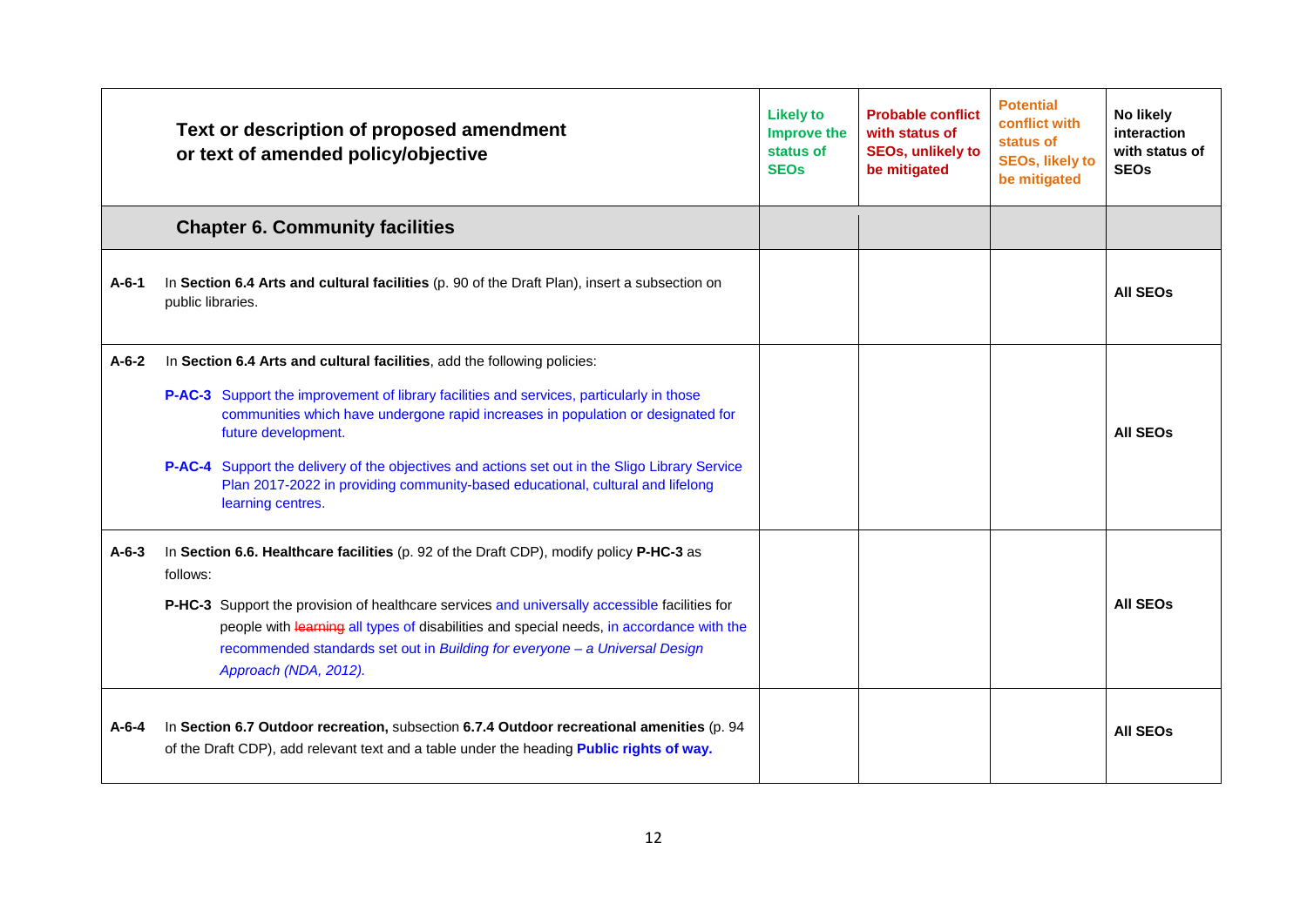| | Text or description of proposed amendment or text of amended policy/objective | Likely to Improve the status of SEOs | Probable conflict with status of SEOs, unlikely to be mitigated | Potential conflict with status of SEOs, likely to be mitigated | No likely interaction with status of SEOs |
|---|---|---|---|---|---|
| | **Chapter 6. Community facilities** | | | | |
| **A-6-1** | In **Section 6.4 Arts and cultural facilities** (p. 90 of the Draft Plan), insert a subsection on public libraries. | | | | **All SEOs** |
| **A-6-2** | In **Section 6.4 Arts and cultural facilities**, add the following policies:<br><br>**P-AC-3** Support the improvement of library facilities and services, particularly in those communities which have undergone rapid increases in population or designated for future development.<br><br>**P-AC-4** Support the delivery of the objectives and actions set out in the Sligo Library Service Plan 2017-2022 in providing community-based educational, cultural and lifelong learning centres. | | | | **All SEOs** |
| **A-6-3** | In **Section 6.6. Healthcare facilities** (p. 92 of the Draft CDP), modify policy **P-HC-3** as follows:<br><br>**P-HC-3** Support the provision of healthcare services and universally accessible facilities for people with ~~learning~~ all types of disabilities and special needs, in accordance with the recommended standards set out in *Building for everyone – a Universal Design Approach (NDA, 2012).* | | | | **All SEOs** |
| **A-6-4** | In **Section 6.7 Outdoor recreation,** subsection **6.7.4 Outdoor recreational amenities** (p. 94 of the Draft CDP), add relevant text and a table under the heading **Public rights of way.** | | | | **All SEOs** |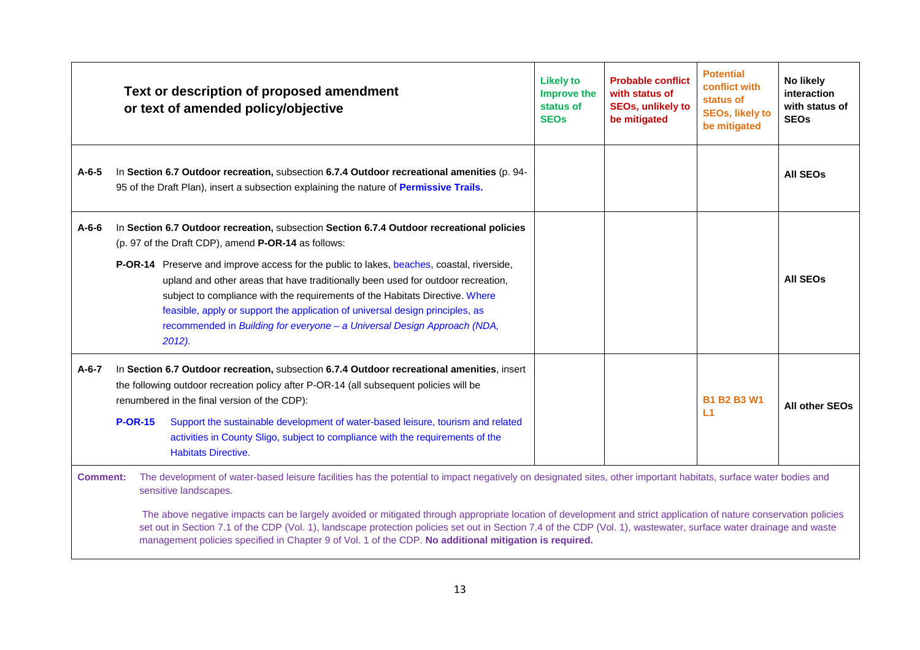| | Text or description of proposed amendment or text of amended policy/objective | Likely to Improve the status of SEOs | Probable conflict with status of SEOs, unlikely to be mitigated | Potential conflict with status of SEOs, likely to be mitigated | No likely interaction with status of SEOs |
|---|---|---|---|---|---|
| A-6-5 | In **Section 6.7 Outdoor recreation,** subsection **6.7.4 Outdoor recreational amenities** (p. 94-95 of the Draft Plan), insert a subsection explaining the nature of **Permissive Trails.** | | | | **All SEOs** |
| A-6-6 | In **Section 6.7 Outdoor recreation,** subsection **Section 6.7.4 Outdoor recreational policies** (p. 97 of the Draft CDP), amend **P-OR-14** as follows:<br><br>**P-OR-14** Preserve and improve access for the public to lakes, beaches, coastal, riverside, upland and other areas that have traditionally been used for outdoor recreation, subject to compliance with the requirements of the Habitats Directive. Where feasible, apply or support the application of universal design principles, as recommended in *Building for everyone – a Universal Design Approach (NDA, 2012).* | | | | **All SEOs** |
| A-6-7 | In **Section 6.7 Outdoor recreation,** subsection **6.7.4 Outdoor recreational amenities**, insert the following outdoor recreation policy after P-OR-14 (all subsequent policies will be renumbered in the final version of the CDP):<br><br>**P-OR-15** Support the sustainable development of water-based leisure, tourism and related activities in County Sligo, subject to compliance with the requirements of the Habitats Directive. | | | **B1 B2 B3 W1 L1** | **All other SEOs** |

**Comment:** The development of water-based leisure facilities has the potential to impact negatively on designated sites, other important habitats, surface water bodies and sensitive landscapes.

The above negative impacts can be largely avoided or mitigated through appropriate location of development and strict application of nature conservation policies set out in Section 7.1 of the CDP (Vol. 1), landscape protection policies set out in Section 7.4 of the CDP (Vol. 1), wastewater, surface water drainage and waste management policies specified in Chapter 9 of Vol. 1 of the CDP. **No additional mitigation is required.**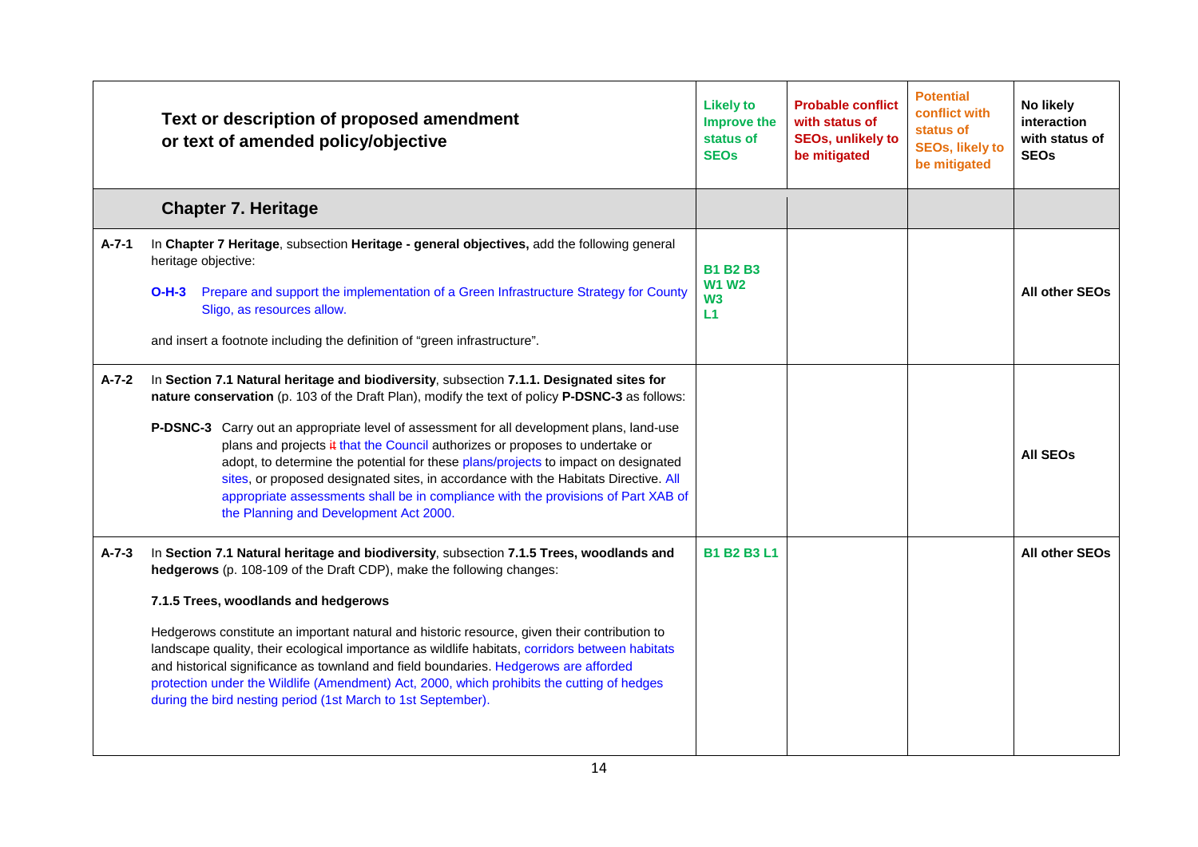| | Text or description of proposed amendment or text of amended policy/objective | Likely to Improve the status of SEOs | Probable conflict with status of SEOs, unlikely to be mitigated | Potential conflict with status of SEOs, likely to be mitigated | No likely interaction with status of SEOs |
|---|---|---|---|---|---|
| | **Chapter 7. Heritage** | | | | |
| **A-7-1** | In **Chapter 7 Heritage**, subsection **Heritage - general objectives,** add the following general heritage objective:<br><br>**O-H-3** Prepare and support the implementation of a Green Infrastructure Strategy for County Sligo, as resources allow.<br><br>and insert a footnote including the definition of "green infrastructure". | **B1 B2 B3 W1 W2 W3 L1** | | | **All other SEOs** |
| **A-7-2** | In **Section 7.1 Natural heritage and biodiversity**, subsection **7.1.1. Designated sites for nature conservation** (p. 103 of the Draft Plan), modify the text of policy **P-DSNC-3** as follows:<br><br>**P-DSNC-3** Carry out an appropriate level of assessment for all development plans, land-use plans and projects ~~it~~ that the Council authorizes or proposes to undertake or adopt, to determine the potential for these plans/projects to impact on designated sites, or proposed designated sites, in accordance with the Habitats Directive. All appropriate assessments shall be in compliance with the provisions of Part XAB of the Planning and Development Act 2000. | | | | **All SEOs** |
| **A-7-3** | In **Section 7.1 Natural heritage and biodiversity**, subsection **7.1.5 Trees, woodlands and hedgerows** (p. 108-109 of the Draft CDP), make the following changes:<br><br>**7.1.5 Trees, woodlands and hedgerows**<br><br>Hedgerows constitute an important natural and historic resource, given their contribution to landscape quality, their ecological importance as wildlife habitats, corridors between habitats and historical significance as townland and field boundaries. Hedgerows are afforded protection under the Wildlife (Amendment) Act, 2000, which prohibits the cutting of hedges during the bird nesting period (1st March to 1st September). | **B1 B2 B3 L1** | | | **All other SEOs** |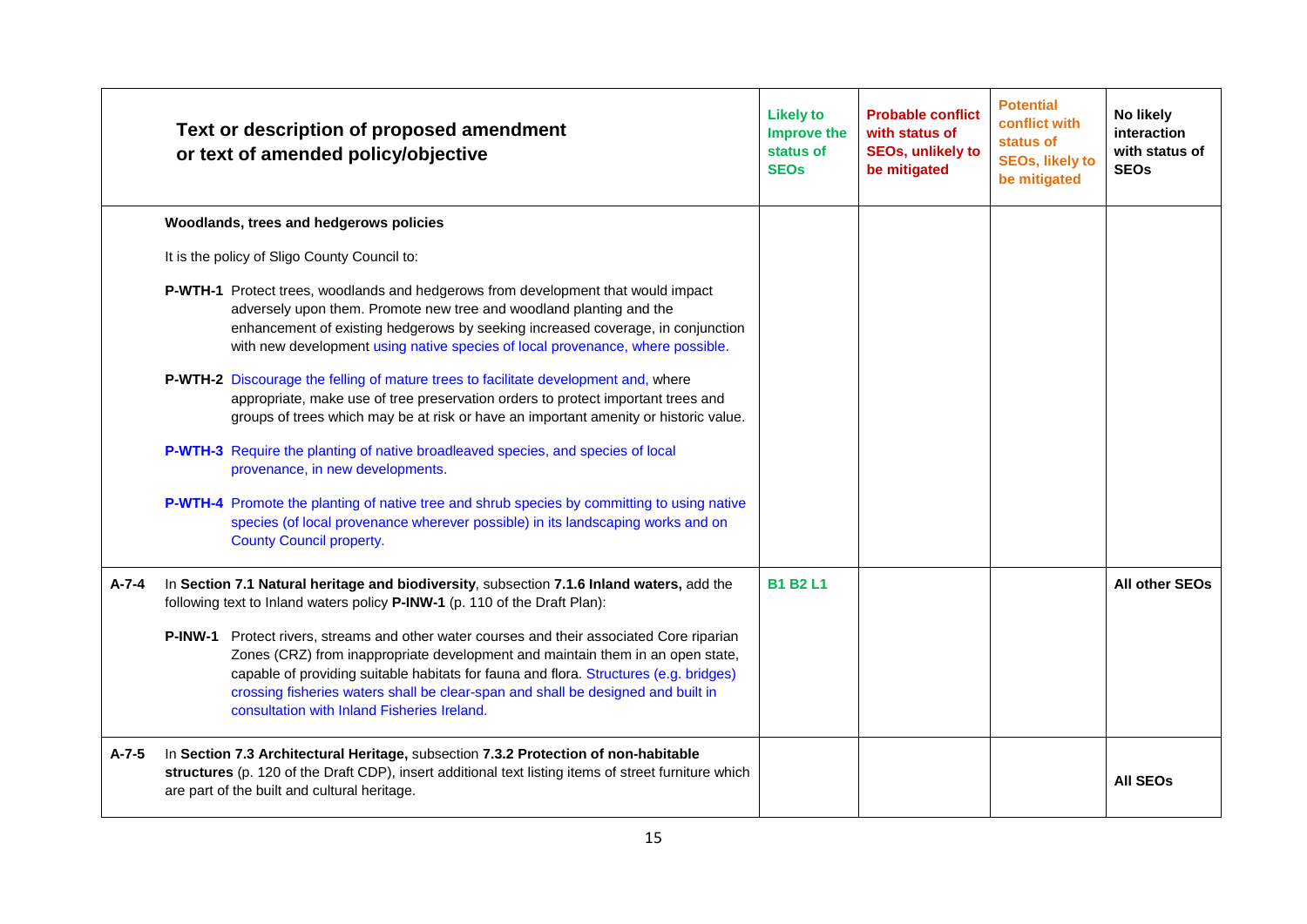| | Text or description of proposed amendment or text of amended policy/objective | Likely to Improve the status of SEOs | Probable conflict with status of SEOs, unlikely to be mitigated | Potential conflict with status of SEOs, likely to be mitigated | No likely interaction with status of SEOs |
|---|---|---|---|---|---|
| | **Woodlands, trees and hedgerows policies**<br><br>It is the policy of Sligo County Council to:<br><br>**P-WTH-1** Protect trees, woodlands and hedgerows from development that would impact adversely upon them. Promote new tree and woodland planting and the enhancement of existing hedgerows by seeking increased coverage, in conjunction with new development using native species of local provenance, where possible.<br><br>**P-WTH-2** Discourage the felling of mature trees to facilitate development and, where appropriate, make use of tree preservation orders to protect important trees and groups of trees which may be at risk or have an important amenity or historic value.<br><br>**P-WTH-3** Require the planting of native broadleaved species, and species of local provenance, in new developments.<br><br>**P-WTH-4** Promote the planting of native tree and shrub species by committing to using native species (of local provenance wherever possible) in its landscaping works and on County Council property. | | | | |
| **A-7-4** | In **Section 7.1 Natural heritage and biodiversity**, subsection **7.1.6 Inland waters,** add the following text to Inland waters policy **P-INW-1** (p. 110 of the Draft Plan):<br><br>**P-INW-1** Protect rivers, streams and other water courses and their associated Core riparian Zones (CRZ) from inappropriate development and maintain them in an open state, capable of providing suitable habitats for fauna and flora. Structures (e.g. bridges) crossing fisheries waters shall be clear-span and shall be designed and built in consultation with Inland Fisheries Ireland. | **B1 B2 L1** | | | **All other SEOs** |
| **A-7-5** | In **Section 7.3 Architectural Heritage,** subsection **7.3.2 Protection of non-habitable structures** (p. 120 of the Draft CDP), insert additional text listing items of street furniture which are part of the built and cultural heritage. | | | | **All SEOs** |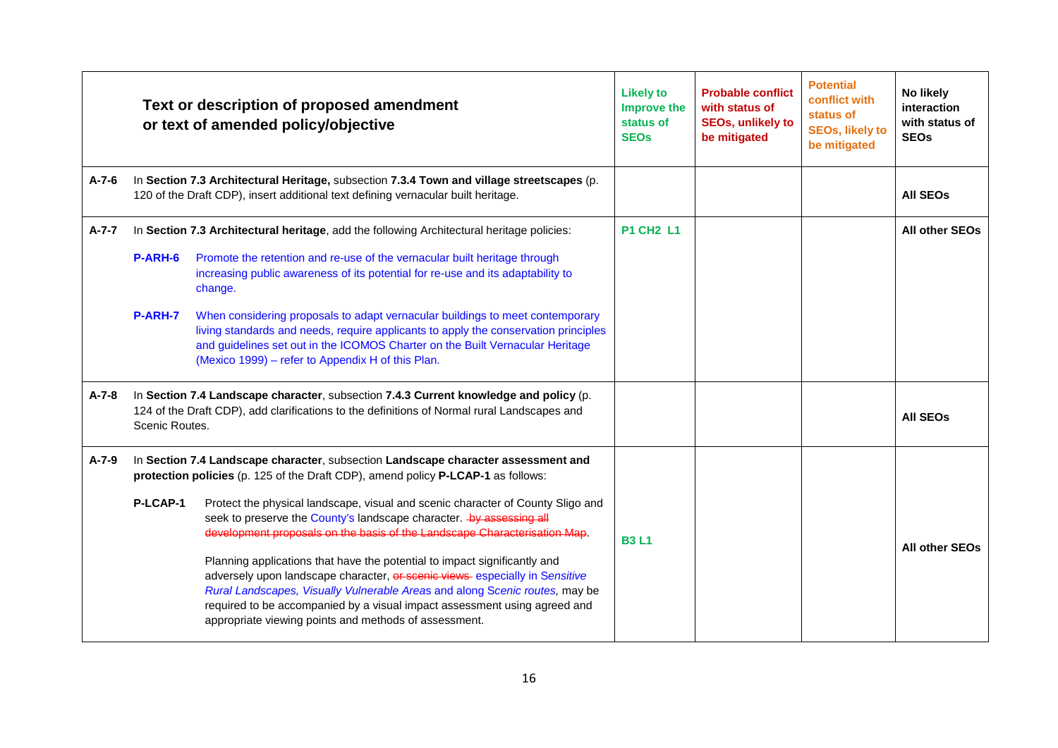| | Text or description of proposed amendment or text of amended policy/objective | Likely to Improve the status of SEOs | Probable conflict with status of SEOs, unlikely to be mitigated | Potential conflict with status of SEOs, likely to be mitigated | No likely interaction with status of SEOs |
|---|---|---|---|---|---|
| A-7-6 | In **Section 7.3 Architectural Heritage,** subsection **7.3.4 Town and village streetscapes** (p. 120 of the Draft CDP), insert additional text defining vernacular built heritage. | | | | **All SEOs** |
| A-7-7 | In **Section 7.3 Architectural heritage**, add the following Architectural heritage policies:<br><br>**P-ARH-6** Promote the retention and re-use of the vernacular built heritage through increasing public awareness of its potential for re-use and its adaptability to change.<br><br>**P-ARH-7** When considering proposals to adapt vernacular buildings to meet contemporary living standards and needs, require applicants to apply the conservation principles and guidelines set out in the ICOMOS Charter on the Built Vernacular Heritage (Mexico 1999) – refer to Appendix H of this Plan. | **P1 CH2 L1** | | | **All other SEOs** |
| A-7-8 | In **Section 7.4 Landscape character**, subsection **7.4.3 Current knowledge and policy** (p. 124 of the Draft CDP), add clarifications to the definitions of Normal rural Landscapes and Scenic Routes. | | | | **All SEOs** |
| A-7-9 | In **Section 7.4 Landscape character**, subsection **Landscape character assessment and protection policies** (p. 125 of the Draft CDP), amend policy **P-LCAP-1** as follows:<br><br>**P-LCAP-1** Protect the physical landscape, visual and scenic character of County Sligo and seek to preserve the County's landscape character. ~~by assessing all development proposals on the basis of the Landscape Characterisation Map~~.<br><br>Planning applications that have the potential to impact significantly and adversely upon landscape character, ~~or scenic views~~ especially in *Sensitive Rural Landscapes, Visually Vulnerable Areas* and along *Scenic routes,* may be required to be accompanied by a visual impact assessment using agreed and appropriate viewing points and methods of assessment. | **B3 L1** | | | **All other SEOs** |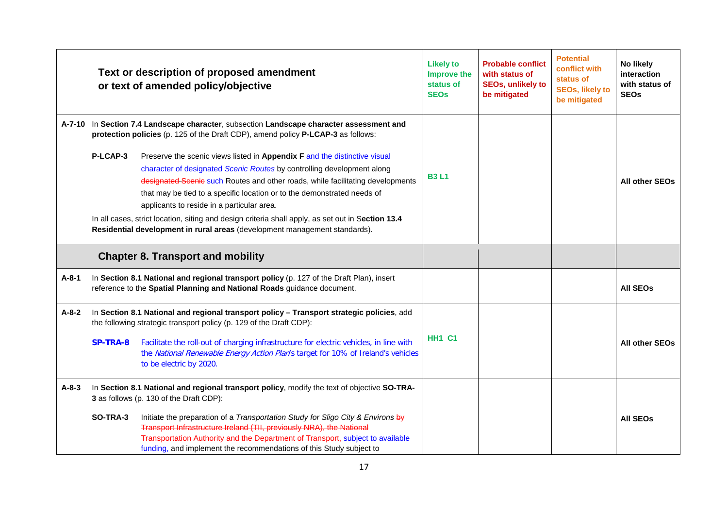| | Text or description of proposed amendment or text of amended policy/objective | Likely to Improve the status of SEOs | Probable conflict with status of SEOs, unlikely to be mitigated | Potential conflict with status of SEOs, likely to be mitigated | No likely interaction with status of SEOs |
|---|---|---|---|---|---|
| A-7-10 | In **Section 7.4 Landscape character**, subsection **Landscape character assessment and protection policies** (p. 125 of the Draft CDP), amend policy **P-LCAP-3** as follows:<br><br>**P-LCAP-3** Preserve the scenic views listed in **Appendix F** and the distinctive visual character of designated *Scenic Routes* by controlling development along ~~designated Scenic~~ such Routes and other roads, while facilitating developments that may be tied to a specific location or to the demonstrated needs of applicants to reside in a particular area.<br><br>In all cases, strict location, siting and design criteria shall apply, as set out in **Section 13.4 Residential development in rural areas** (development management standards). | B3 L1 | | | All other SEOs |
| | **Chapter 8. Transport and mobility** | | | | |
| A-8-1 | In **Section 8.1 National and regional transport policy** (p. 127 of the Draft Plan), insert reference to the **Spatial Planning and National Roads** guidance document. | | | | All SEOs |
| A-8-2 | In **Section 8.1 National and regional transport policy – Transport strategic policies**, add the following strategic transport policy (p. 129 of the Draft CDP):<br><br>**SP-TRA-8** Facilitate the roll-out of charging infrastructure for electric vehicles, in line with the *National Renewable Energy Action Plan*'s target for 10% of Ireland's vehicles to be electric by 2020. | HH1 C1 | | | All other SEOs |
| A-8-3 | In **Section 8.1 National and regional transport policy**, modify the text of objective **SO-TRA-3** as follows (p. 130 of the Draft CDP):<br><br>**SO-TRA-3** Initiate the preparation of a *Transportation Study for Sligo City & Environs* ~~by Transport Infrastructure Ireland (TII, previously NRA), the National Transportation Authority and the Department of Transport,~~ subject to available funding, and implement the recommendations of this Study subject to | | | | All SEOs |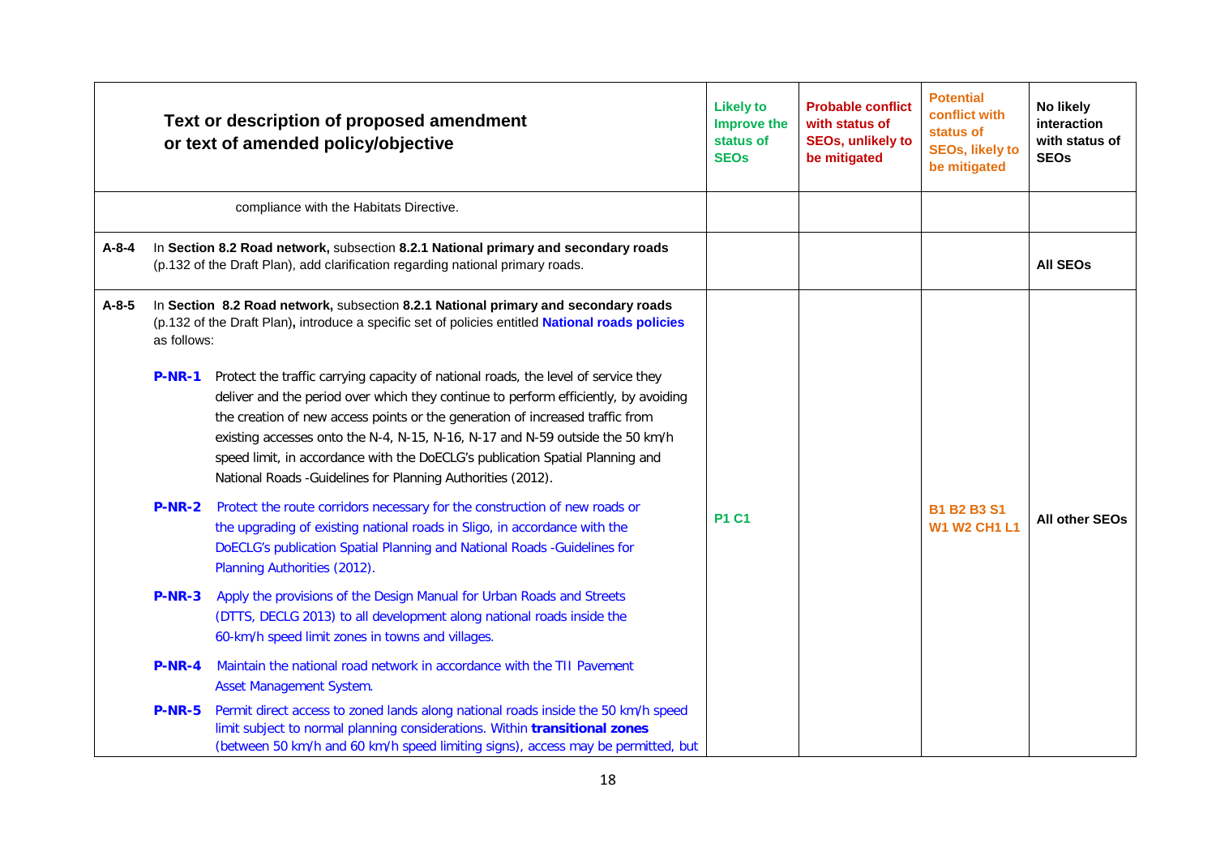| | Text or description of proposed amendment or text of amended policy/objective | Likely to Improve the status of SEOs | Probable conflict with status of SEOs, unlikely to be mitigated | Potential conflict with status of SEOs, likely to be mitigated | No likely interaction with status of SEOs |
|---|---|---|---|---|---|
| | compliance with the Habitats Directive. | | | | |
| A-8-4 | In **Section 8.2 Road network,** subsection **8.2.1 National primary and secondary roads** (p.132 of the Draft Plan), add clarification regarding national primary roads. | | | | All SEOs |
| A-8-5 | In **Section 8.2 Road network,** subsection **8.2.1 National primary and secondary roads** (p.132 of the Draft Plan)**,** introduce a specific set of policies entitled **National roads policies** as follows:<br><br>**P-NR-1** Protect the traffic carrying capacity of national roads, the level of service they deliver and the period over which they continue to perform efficiently, by avoiding the creation of new access points or the generation of increased traffic from existing accesses onto the N-4, N-15, N-16, N-17 and N-59 outside the 50 km/h speed limit, in accordance with the DoECLG's publication Spatial Planning and National Roads -Guidelines for Planning Authorities (2012).<br><br>**P-NR-2** Protect the route corridors necessary for the construction of new roads or the upgrading of existing national roads in Sligo, in accordance with the DoECLG's publication Spatial Planning and National Roads -Guidelines for Planning Authorities (2012).<br><br>**P-NR-3** Apply the provisions of the Design Manual for Urban Roads and Streets (DTTS, DECLG 2013) to all development along national roads inside the 60-km/h speed limit zones in towns and villages.<br><br>**P-NR-4** Maintain the national road network in accordance with the TII Pavement Asset Management System.<br><br>**P-NR-5** Permit direct access to zoned lands along national roads inside the 50 km/h speed limit subject to normal planning considerations. Within **transitional zones** (between 50 km/h and 60 km/h speed limiting signs), access may be permitted, but | P1 C1 | | B1 B2 B3 S1 W1 W2 CH1 L1 | All other SEOs |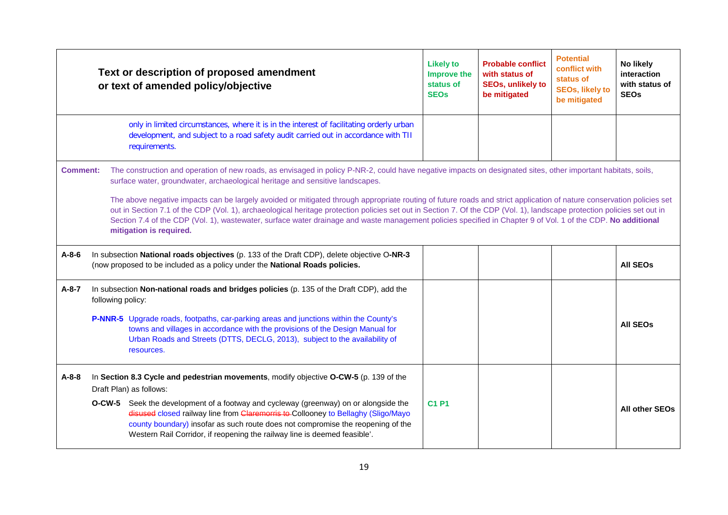| | Text or description of proposed amendment or text of amended policy/objective | Likely to Improve the status of SEOs | Probable conflict with status of SEOs, unlikely to be mitigated | Potential conflict with status of SEOs, likely to be mitigated | No likely interaction with status of SEOs |
|---|---|---|---|---|---|
| | only in limited circumstances, where it is in the interest of facilitating orderly urban development, and subject to a road safety audit carried out in accordance with TII requirements. | | | | |
| **Comment:** | The construction and operation of new roads, as envisaged in policy P-NR-2, could have negative impacts on designated sites, other important habitats, soils, surface water, groundwater, archaeological heritage and sensitive landscapes.<br><br>The above negative impacts can be largely avoided or mitigated through appropriate routing of future roads and strict application of nature conservation policies set out in Section 7.1 of the CDP (Vol. 1), archaeological heritage protection policies set out in Section 7. Of the CDP (Vol. 1), landscape protection policies set out in Section 7.4 of the CDP (Vol. 1), wastewater, surface water drainage and waste management policies specified in Chapter 9 of Vol. 1 of the CDP. **No additional mitigation is required.** | | | | |
| **A-8-6** | In subsection **National roads objectives** (p. 133 of the Draft CDP), delete objective O**-NR-3** (now proposed to be included as a policy under the **National Roads policies.** | | | | **All SEOs** |
| **A-8-7** | In subsection **Non-national roads and bridges policies** (p. 135 of the Draft CDP), add the following policy:<br><br>**P-NNR-5** Upgrade roads, footpaths, car-parking areas and junctions within the County's towns and villages in accordance with the provisions of the Design Manual for Urban Roads and Streets (DTTS, DECLG, 2013), subject to the availability of resources. | | | | **All SEOs** |
| **A-8-8** | In **Section 8.3 Cycle and pedestrian movements**, modify objective **O-CW-5** (p. 139 of the Draft Plan) as follows:<br><br>**O-CW-5** Seek the development of a footway and cycleway (greenway) on or alongside the ~~disused~~ closed railway line from ~~Claremorris to~~ Collooney to Bellaghy (Sligo/Mayo county boundary) insofar as such route does not compromise the reopening of the Western Rail Corridor, if reopening the railway line is deemed feasible'. | **C1 P1** | | | **All other SEOs** |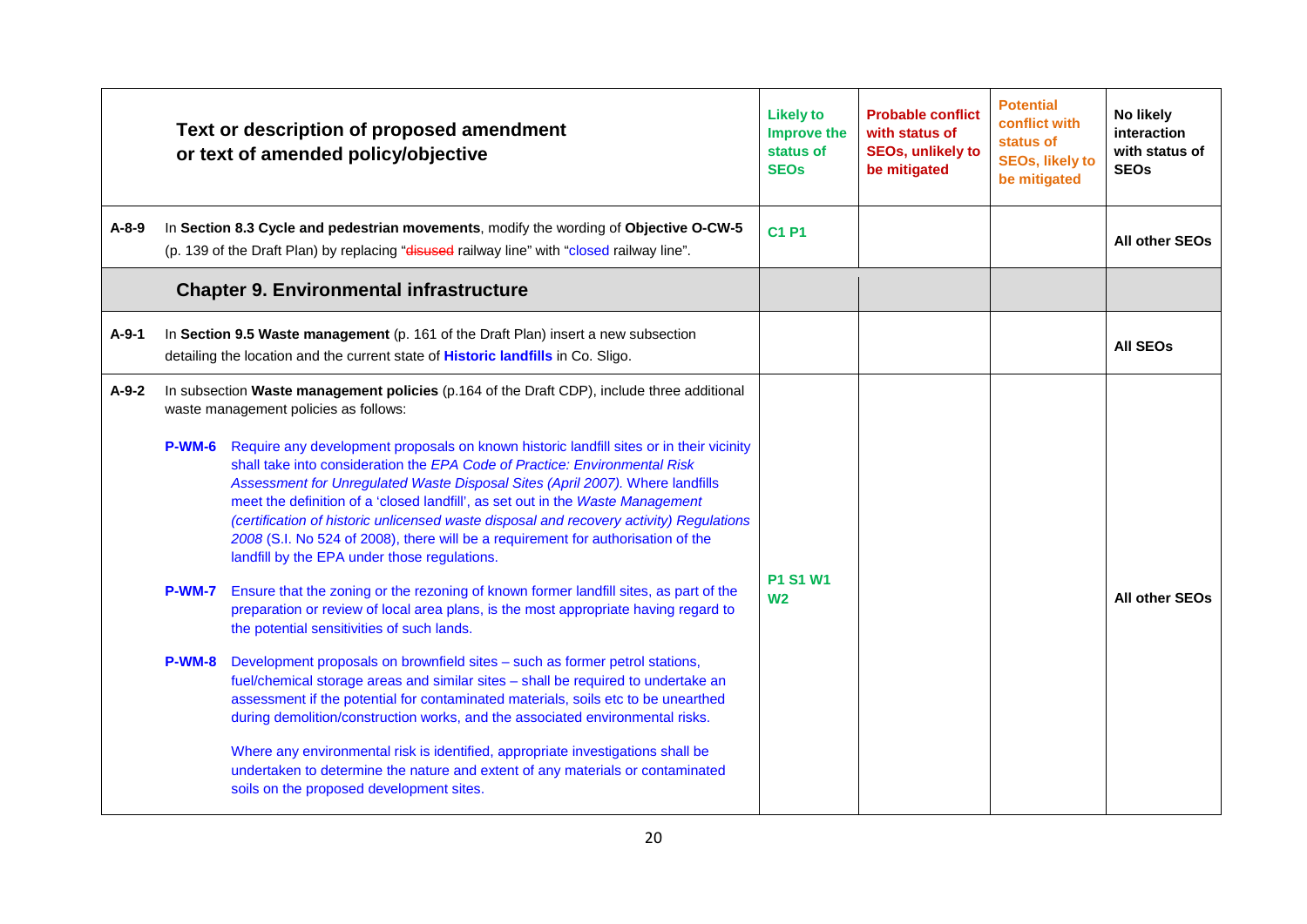| | Text or description of proposed amendment or text of amended policy/objective | Likely to Improve the status of SEOs | Probable conflict with status of SEOs, unlikely to be mitigated | Potential conflict with status of SEOs, likely to be mitigated | No likely interaction with status of SEOs |
|---|---|---|---|---|---|
| A-8-9 | In **Section 8.3 Cycle and pedestrian movements**, modify the wording of **Objective O-CW-5** (p. 139 of the Draft Plan) by replacing "~~disused~~ railway line" with "closed railway line". | C1 P1 | | | All other SEOs |
| | **Chapter 9. Environmental infrastructure** | | | | |
| A-9-1 | In **Section 9.5 Waste management** (p. 161 of the Draft Plan) insert a new subsection detailing the location and the current state of **Historic landfills** in Co. Sligo. | | | | All SEOs |
| A-9-2 | In subsection **Waste management policies** (p.164 of the Draft CDP), include three additional waste management policies as follows:<br><br>**P-WM-6** Require any development proposals on known historic landfill sites or in their vicinity shall take into consideration the *EPA Code of Practice: Environmental Risk Assessment for Unregulated Waste Disposal Sites (April 2007).* Where landfills meet the definition of a 'closed landfill', as set out in the *Waste Management (certification of historic unlicensed waste disposal and recovery activity) Regulations 2008* (S.I. No 524 of 2008), there will be a requirement for authorisation of the landfill by the EPA under those regulations.<br><br>**P-WM-7** Ensure that the zoning or the rezoning of known former landfill sites, as part of the preparation or review of local area plans, is the most appropriate having regard to the potential sensitivities of such lands.<br><br>**P-WM-8** Development proposals on brownfield sites – such as former petrol stations, fuel/chemical storage areas and similar sites – shall be required to undertake an assessment if the potential for contaminated materials, soils etc to be unearthed during demolition/construction works, and the associated environmental risks.<br><br>Where any environmental risk is identified, appropriate investigations shall be undertaken to determine the nature and extent of any materials or contaminated soils on the proposed development sites. | P1 S1 W1 W2 | | | All other SEOs |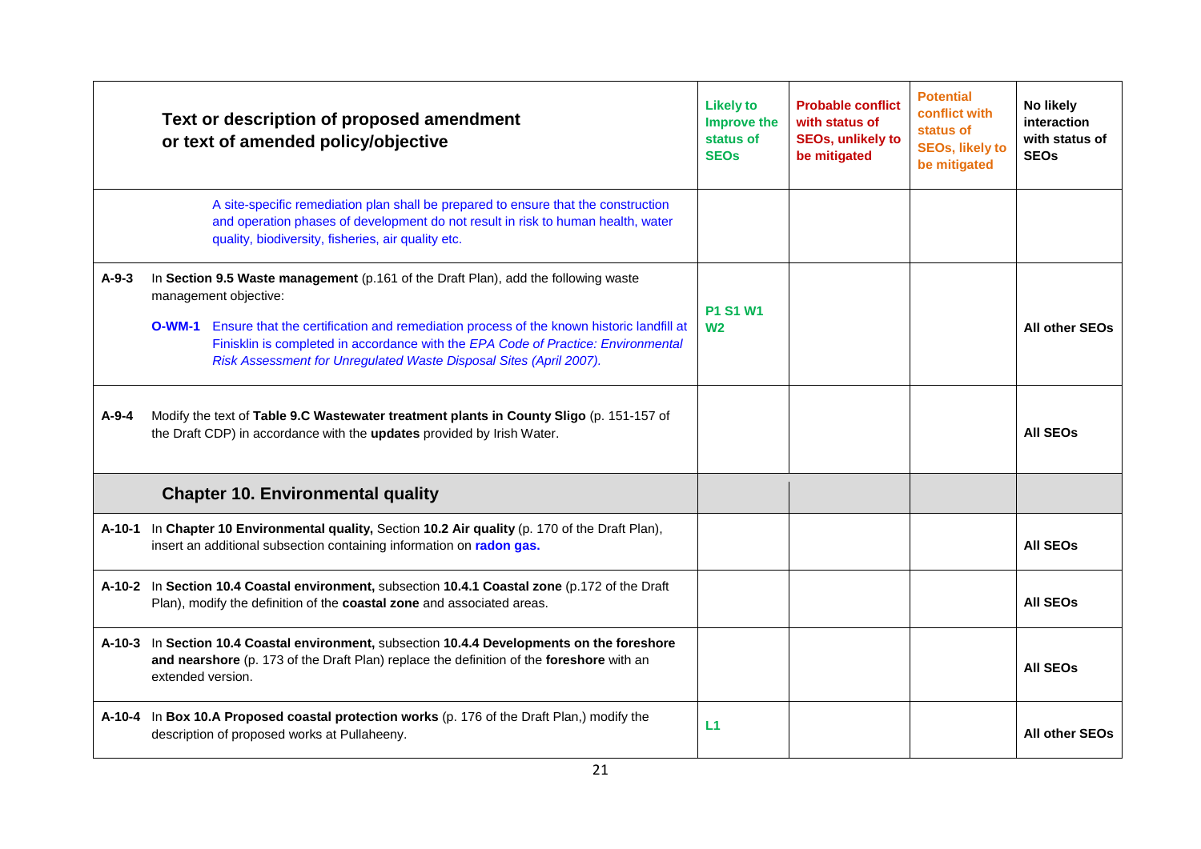| | Text or description of proposed amendment or text of amended policy/objective | Likely to Improve the status of SEOs | Probable conflict with status of SEOs, unlikely to be mitigated | Potential conflict with status of SEOs, likely to be mitigated | No likely interaction with status of SEOs |
|---|---|---|---|---|---|
| | A site-specific remediation plan shall be prepared to ensure that the construction and operation phases of development do not result in risk to human health, water quality, biodiversity, fisheries, air quality etc. | | | | |
| A-9-3 | In **Section 9.5 Waste management** (p.161 of the Draft Plan), add the following waste management objective:<br>**O-WM-1** Ensure that the certification and remediation process of the known historic landfill at Finisklin is completed in accordance with the *EPA Code of Practice: Environmental Risk Assessment for Unregulated Waste Disposal Sites (April 2007).* | **P1 S1 W1 W2** | | | **All other SEOs** |
| A-9-4 | Modify the text of **Table 9.C Wastewater treatment plants in County Sligo** (p. 151-157 of the Draft CDP) in accordance with the **updates** provided by Irish Water. | | | | **All SEOs** |
| | **Chapter 10. Environmental quality** | | | | |
| A-10-1 | In **Chapter 10 Environmental quality,** Section **10.2 Air quality** (p. 170 of the Draft Plan), insert an additional subsection containing information on **radon gas.** | | | | **All SEOs** |
| A-10-2 | In **Section 10.4 Coastal environment,** subsection **10.4.1 Coastal zone** (p.172 of the Draft Plan), modify the definition of the **coastal zone** and associated areas. | | | | **All SEOs** |
| A-10-3 | In **Section 10.4 Coastal environment,** subsection **10.4.4 Developments on the foreshore and nearshore** (p. 173 of the Draft Plan) replace the definition of the **foreshore** with an extended version. | | | | **All SEOs** |
| A-10-4 | In **Box 10.A Proposed coastal protection works** (p. 176 of the Draft Plan,) modify the description of proposed works at Pullaheeny. | **L1** | | | **All other SEOs** |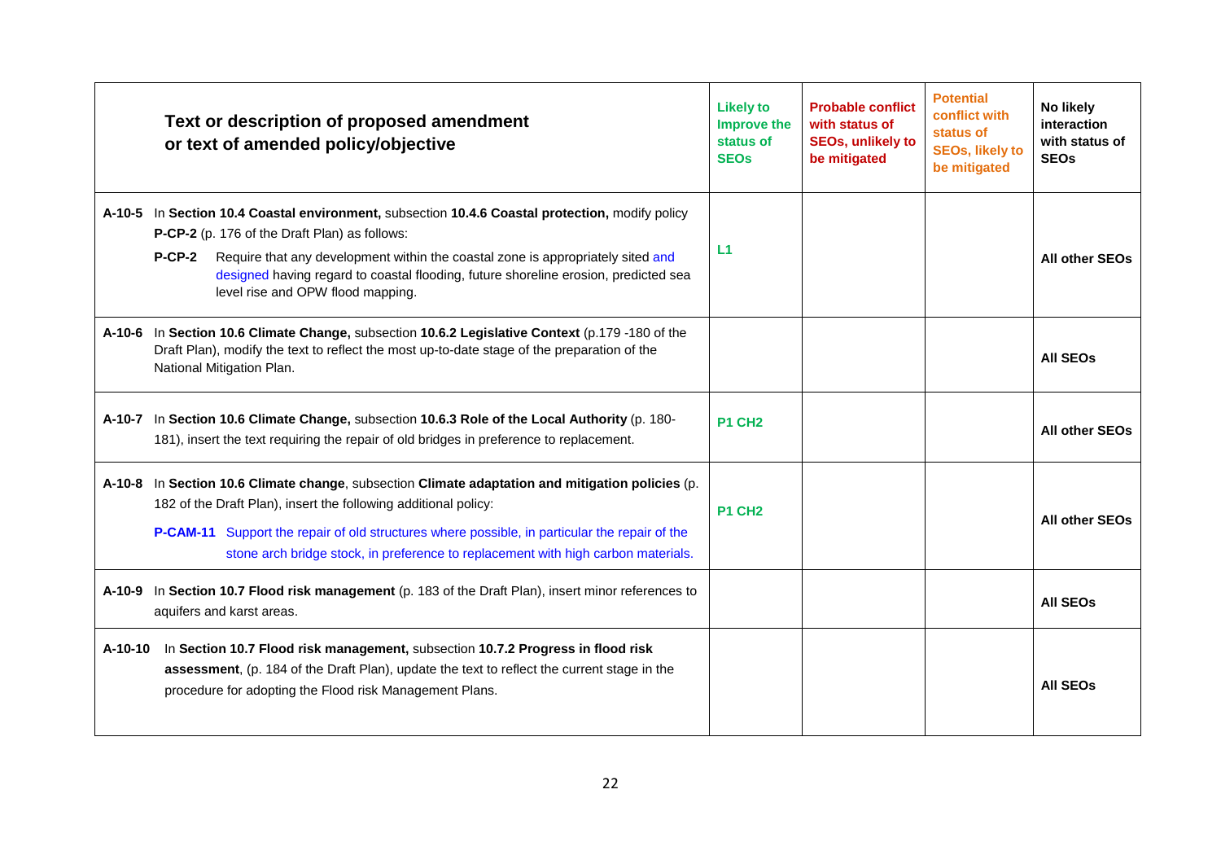| Text or description of proposed amendment or text of amended policy/objective | Likely to Improve the status of SEOs | Probable conflict with status of SEOs, unlikely to be mitigated | Potential conflict with status of SEOs, likely to be mitigated | No likely interaction with status of SEOs |
|---|---|---|---|---|
| **A-10-5** In **Section 10.4 Coastal environment,** subsection **10.4.6 Coastal protection,** modify policy **P-CP-2** (p. 176 of the Draft Plan) as follows: **P-CP-2** Require that any development within the coastal zone is appropriately sited and designed having regard to coastal flooding, future shoreline erosion, predicted sea level rise and OPW flood mapping. | L1 | | | All other SEOs |
| **A-10-6** In **Section 10.6 Climate Change,** subsection **10.6.2 Legislative Context** (p.179 -180 of the Draft Plan), modify the text to reflect the most up-to-date stage of the preparation of the National Mitigation Plan. | | | | All SEOs |
| **A-10-7** In **Section 10.6 Climate Change,** subsection **10.6.3 Role of the Local Authority** (p. 180-181), insert the text requiring the repair of old bridges in preference to replacement. | P1 CH2 | | | All other SEOs |
| **A-10-8** In **Section 10.6 Climate change**, subsection **Climate adaptation and mitigation policies** (p. 182 of the Draft Plan), insert the following additional policy: **P-CAM-11** Support the repair of old structures where possible, in particular the repair of the stone arch bridge stock, in preference to replacement with high carbon materials. | P1 CH2 | | | All other SEOs |
| **A-10-9** In **Section 10.7 Flood risk management** (p. 183 of the Draft Plan), insert minor references to aquifers and karst areas. | | | | All SEOs |
| **A-10-10** In **Section 10.7 Flood risk management,** subsection **10.7.2 Progress in flood risk assessment**, (p. 184 of the Draft Plan), update the text to reflect the current stage in the procedure for adopting the Flood risk Management Plans. | | | | All SEOs |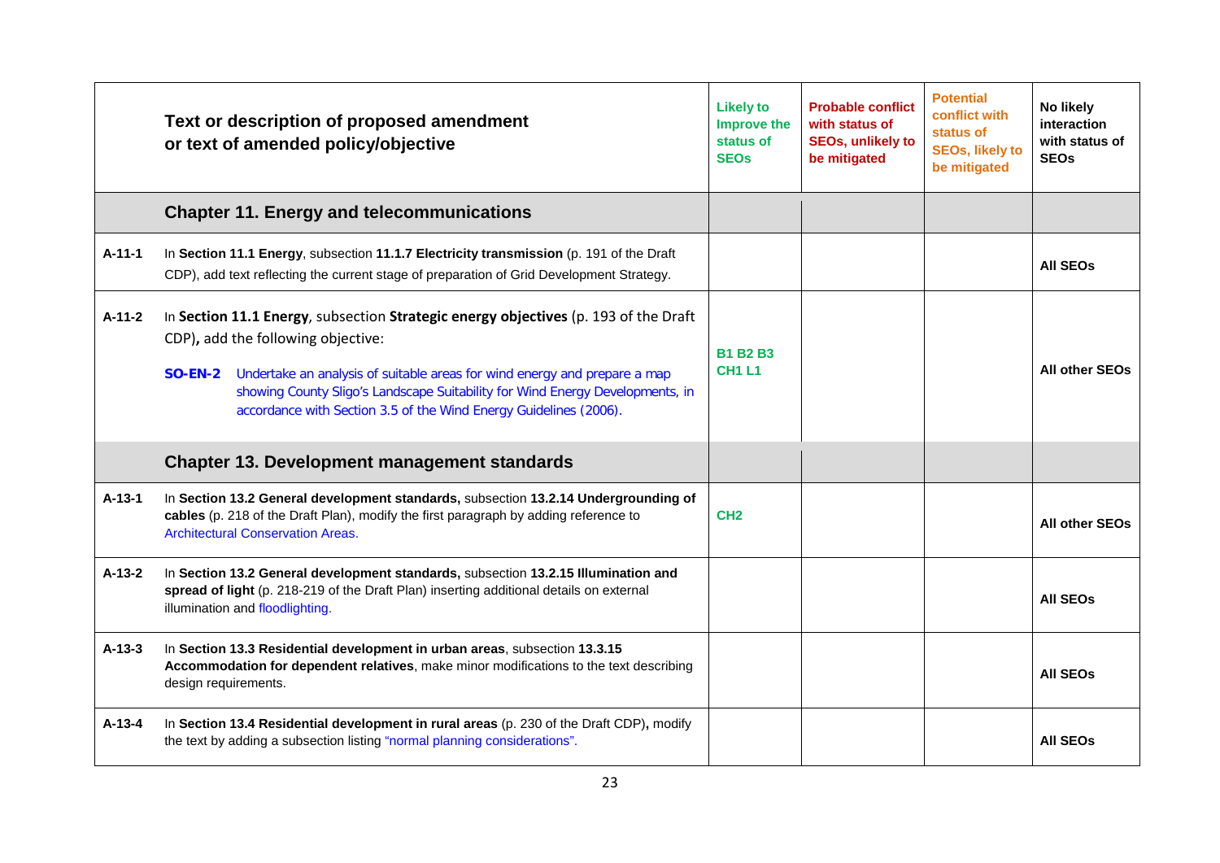| | Text or description of proposed amendment or text of amended policy/objective | Likely to Improve the status of SEOs | Probable conflict with status of SEOs, unlikely to be mitigated | Potential conflict with status of SEOs, likely to be mitigated | No likely interaction with status of SEOs |
|---|---|---|---|---|---|
| | **Chapter 11. Energy and telecommunications** | | | | |
| A-11-1 | In **Section 11.1 Energy**, subsection **11.1.7 Electricity transmission** (p. 191 of the Draft CDP), add text reflecting the current stage of preparation of Grid Development Strategy. | | | | All SEOs |
| A-11-2 | In **Section 11.1 Energy**, subsection **Strategic energy objectives** (p. 193 of the Draft CDP)**,** add the following objective:<br><br>**SO-EN-2** Undertake an analysis of suitable areas for wind energy and prepare a map showing County Sligo's Landscape Suitability for Wind Energy Developments, in accordance with Section 3.5 of the Wind Energy Guidelines (2006). | B1 B2 B3 CH1 L1 | | | All other SEOs |
| | **Chapter 13. Development management standards** | | | | |
| A-13-1 | In **Section 13.2 General development standards,** subsection **13.2.14 Undergrounding of cables** (p. 218 of the Draft Plan), modify the first paragraph by adding reference to Architectural Conservation Areas. | CH2 | | | All other SEOs |
| A-13-2 | In **Section 13.2 General development standards,** subsection **13.2.15 Illumination and spread of light** (p. 218-219 of the Draft Plan) inserting additional details on external illumination and floodlighting. | | | | All SEOs |
| A-13-3 | In **Section 13.3 Residential development in urban areas**, subsection **13.3.15 Accommodation for dependent relatives**, make minor modifications to the text describing design requirements. | | | | All SEOs |
| A-13-4 | In **Section 13.4 Residential development in rural areas** (p. 230 of the Draft CDP)**,** modify the text by adding a subsection listing "normal planning considerations". | | | | All SEOs |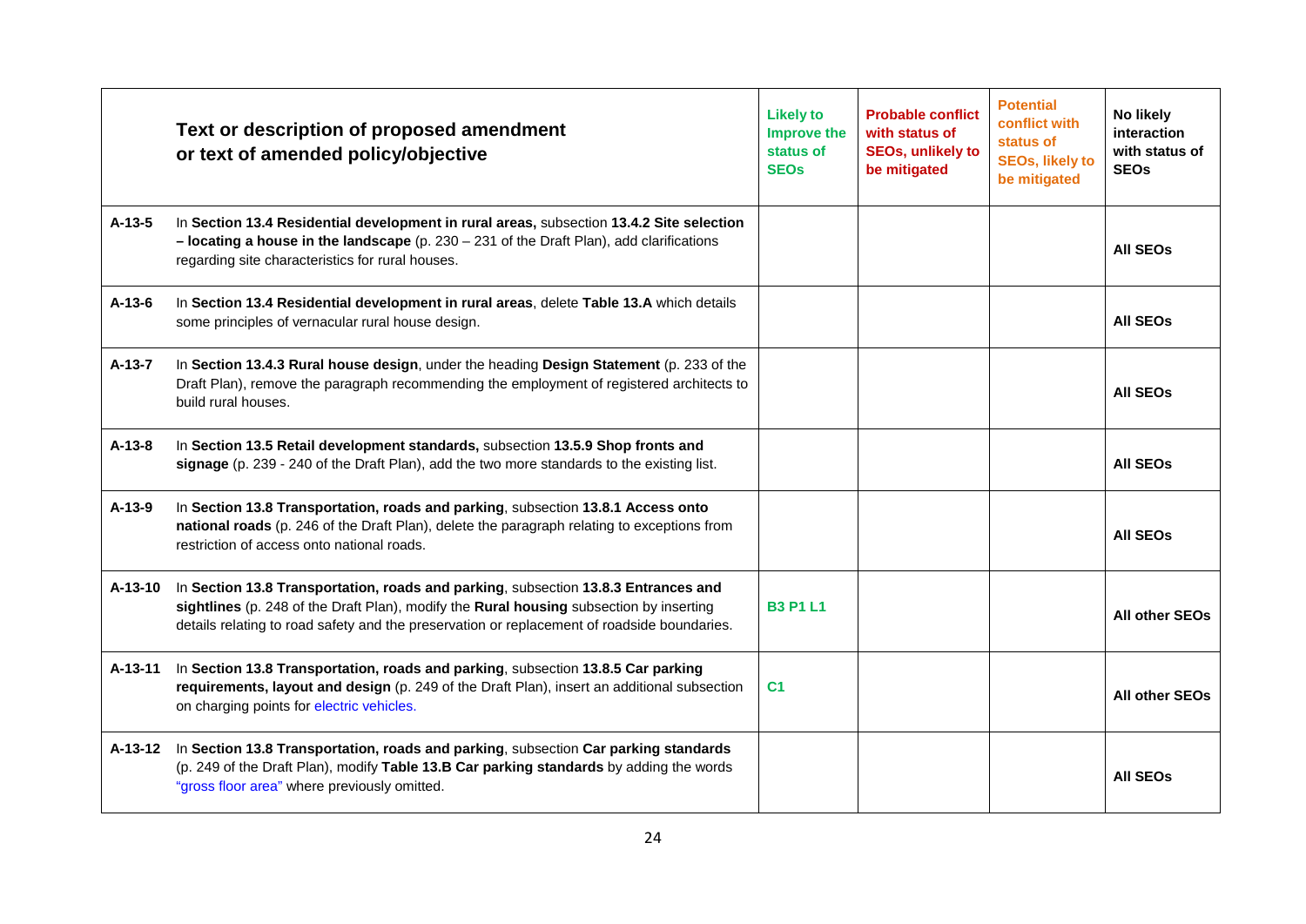| | Text or description of proposed amendment or text of amended policy/objective | Likely to Improve the status of SEOs | Probable conflict with status of SEOs, unlikely to be mitigated | Potential conflict with status of SEOs, likely to be mitigated | No likely interaction with status of SEOs |
|---|---|---|---|---|---|
| A-13-5 | In **Section 13.4 Residential development in rural areas,** subsection **13.4.2 Site selection – locating a house in the landscape** (p. 230 – 231 of the Draft Plan), add clarifications regarding site characteristics for rural houses. | | | | **All SEOs** |
| A-13-6 | In **Section 13.4 Residential development in rural areas**, delete **Table 13.A** which details some principles of vernacular rural house design. | | | | **All SEOs** |
| A-13-7 | In **Section 13.4.3 Rural house design**, under the heading **Design Statement** (p. 233 of the Draft Plan), remove the paragraph recommending the employment of registered architects to build rural houses. | | | | **All SEOs** |
| A-13-8 | In **Section 13.5 Retail development standards,** subsection **13.5.9 Shop fronts and signage** (p. 239 - 240 of the Draft Plan), add the two more standards to the existing list. | | | | **All SEOs** |
| A-13-9 | In **Section 13.8 Transportation, roads and parking**, subsection **13.8.1 Access onto national roads** (p. 246 of the Draft Plan), delete the paragraph relating to exceptions from restriction of access onto national roads. | | | | **All SEOs** |
| A-13-10 | In **Section 13.8 Transportation, roads and parking**, subsection **13.8.3 Entrances and sightlines** (p. 248 of the Draft Plan), modify the **Rural housing** subsection by inserting details relating to road safety and the preservation or replacement of roadside boundaries. | **B3 P1 L1** | | | **All other SEOs** |
| A-13-11 | In **Section 13.8 Transportation, roads and parking**, subsection **13.8.5 Car parking requirements, layout and design** (p. 249 of the Draft Plan), insert an additional subsection on charging points for electric vehicles. | **C1** | | | **All other SEOs** |
| A-13-12 | In **Section 13.8 Transportation, roads and parking**, subsection **Car parking standards** (p. 249 of the Draft Plan), modify **Table 13.B Car parking standards** by adding the words "gross floor area" where previously omitted. | | | | **All SEOs** |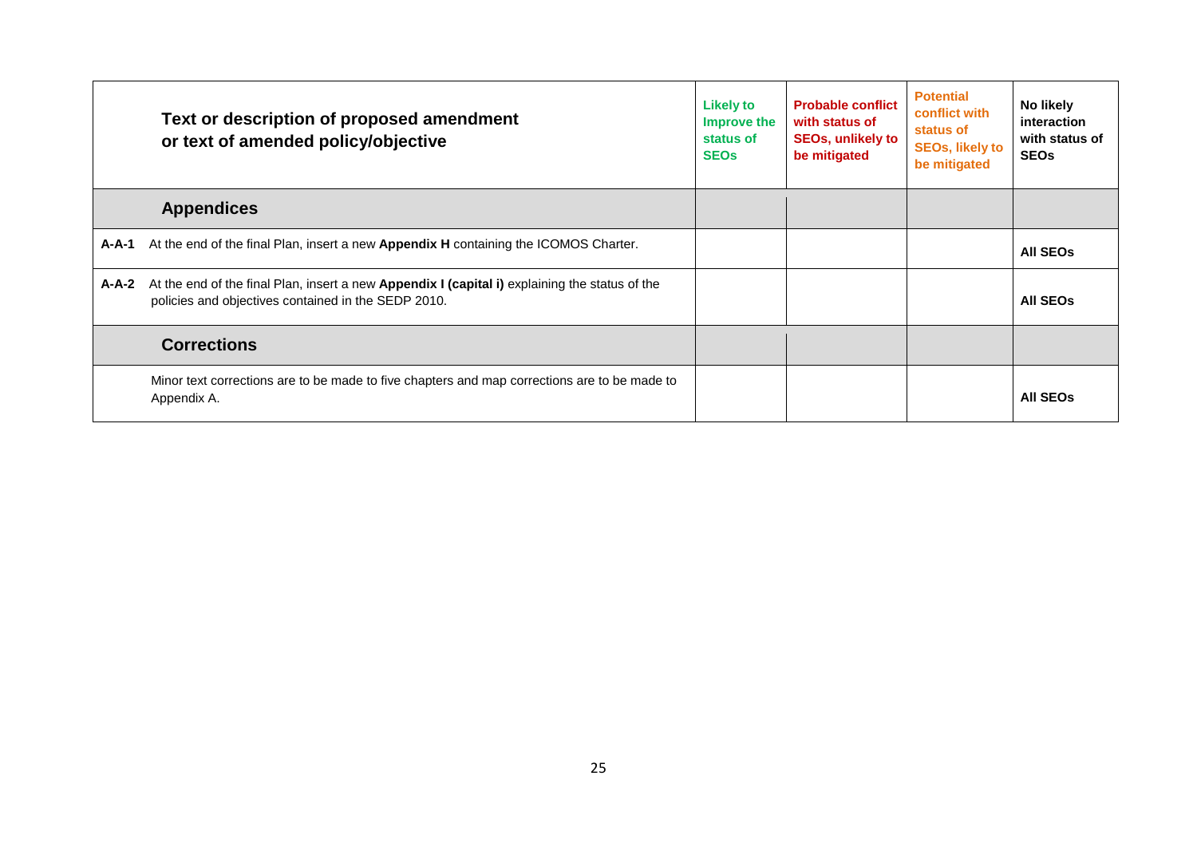| | Text or description of proposed amendment or text of amended policy/objective | Likely to Improve the status of SEOs | Probable conflict with status of SEOs, unlikely to be mitigated | Potential conflict with status of SEOs, likely to be mitigated | No likely interaction with status of SEOs |
|---|---|---|---|---|---|
| | **Appendices** | | | | |
| **A-A-1** | At the end of the final Plan, insert a new **Appendix H** containing the ICOMOS Charter. | | | | **All SEOs** |
| **A-A-2** | At the end of the final Plan, insert a new **Appendix I (capital i)** explaining the status of the policies and objectives contained in the SEDP 2010. | | | | **All SEOs** |
| | **Corrections** | | | | |
| | Minor text corrections are to be made to five chapters and map corrections are to be made to Appendix A. | | | | **All SEOs** |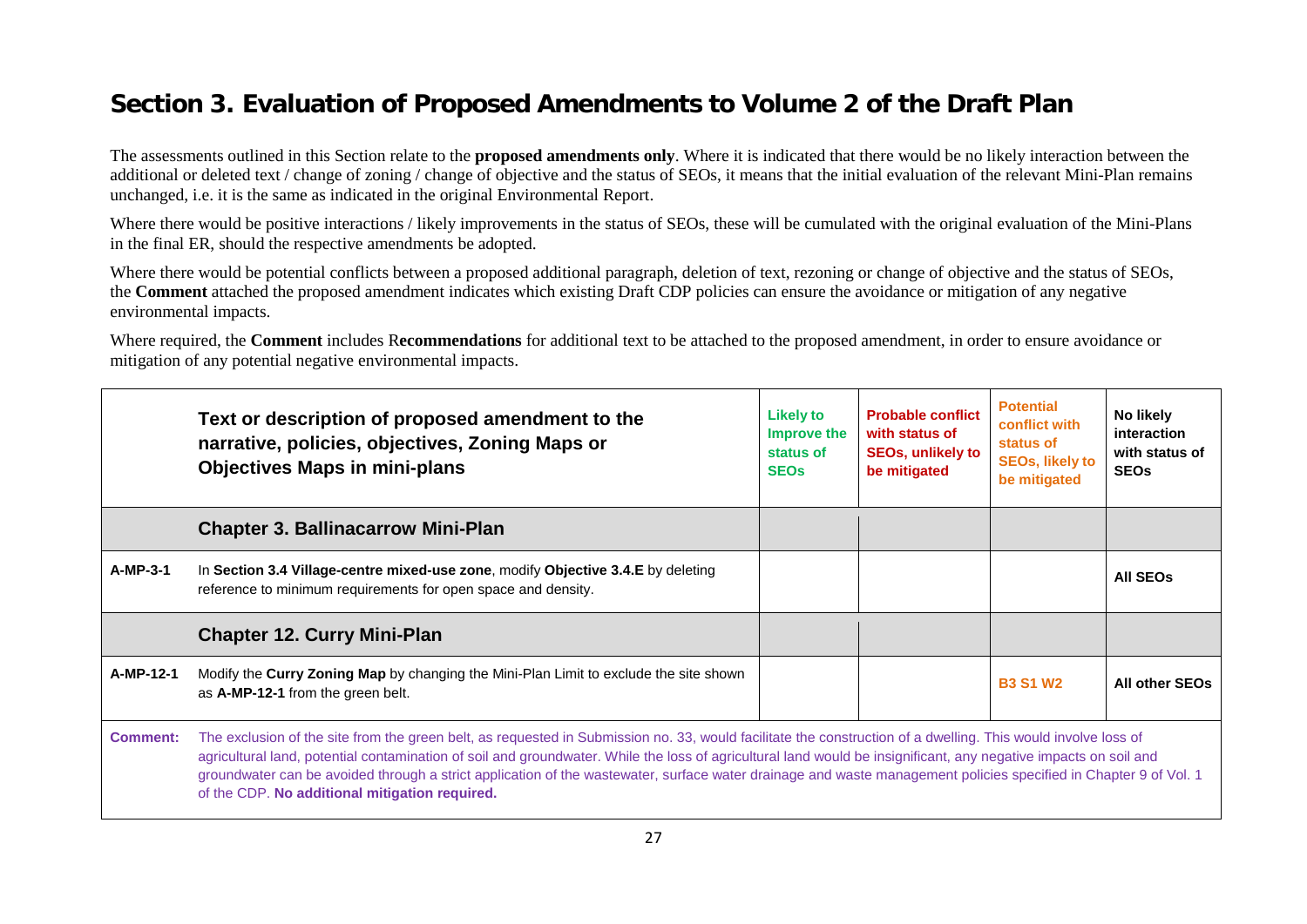## Section 3. Evaluation of Proposed Amendments to Volume 2 of the Draft Plan

The assessments outlined in this Section relate to the **proposed amendments only**. Where it is indicated that there would be no likely interaction between the additional or deleted text / change of zoning / change of objective and the status of SEOs, it means that the initial evaluation of the relevant Mini-Plan remains unchanged, i.e. it is the same as indicated in the original Environmental Report.

Where there would be positive interactions / likely improvements in the status of SEOs, these will be cumulated with the original evaluation of the Mini-Plans in the final ER, should the respective amendments be adopted.

Where there would be potential conflicts between a proposed additional paragraph, deletion of text, rezoning or change of objective and the status of SEOs, the **Comment** attached the proposed amendment indicates which existing Draft CDP policies can ensure the avoidance or mitigation of any negative environmental impacts.

Where required, the **Comment** includes R**ecommendations** for additional text to be attached to the proposed amendment, in order to ensure avoidance or mitigation of any potential negative environmental impacts.

| | Text or description of proposed amendment to the narrative, policies, objectives, Zoning Maps or Objectives Maps in mini-plans | Likely to Improve the status of SEOs | Probable conflict with status of SEOs, unlikely to be mitigated | Potential conflict with status of SEOs, likely to be mitigated | No likely interaction with status of SEOs |
|---|---|---|---|---|---|
| | **Chapter 3. Ballinacarrow Mini-Plan** | | | | |
| **A-MP-3-1** | In **Section 3.4 Village-centre mixed-use zone**, modify **Objective 3.4.E** by deleting reference to minimum requirements for open space and density. | | | | **All SEOs** |
| | **Chapter 12. Curry Mini-Plan** | | | | |
| **A-MP-12-1** | Modify the **Curry Zoning Map** by changing the Mini-Plan Limit to exclude the site shown as **A-MP-12-1** from the green belt. | | | **B3 S1 W2** | **All other SEOs** |
| **Comment:** | The exclusion of the site from the green belt, as requested in Submission no. 33, would facilitate the construction of a dwelling. This would involve loss of agricultural land, potential contamination of soil and groundwater. While the loss of agricultural land would be insignificant, any negative impacts on soil and groundwater can be avoided through a strict application of the wastewater, surface water drainage and waste management policies specified in Chapter 9 of Vol. 1 of the CDP. **No additional mitigation required.** | | | | |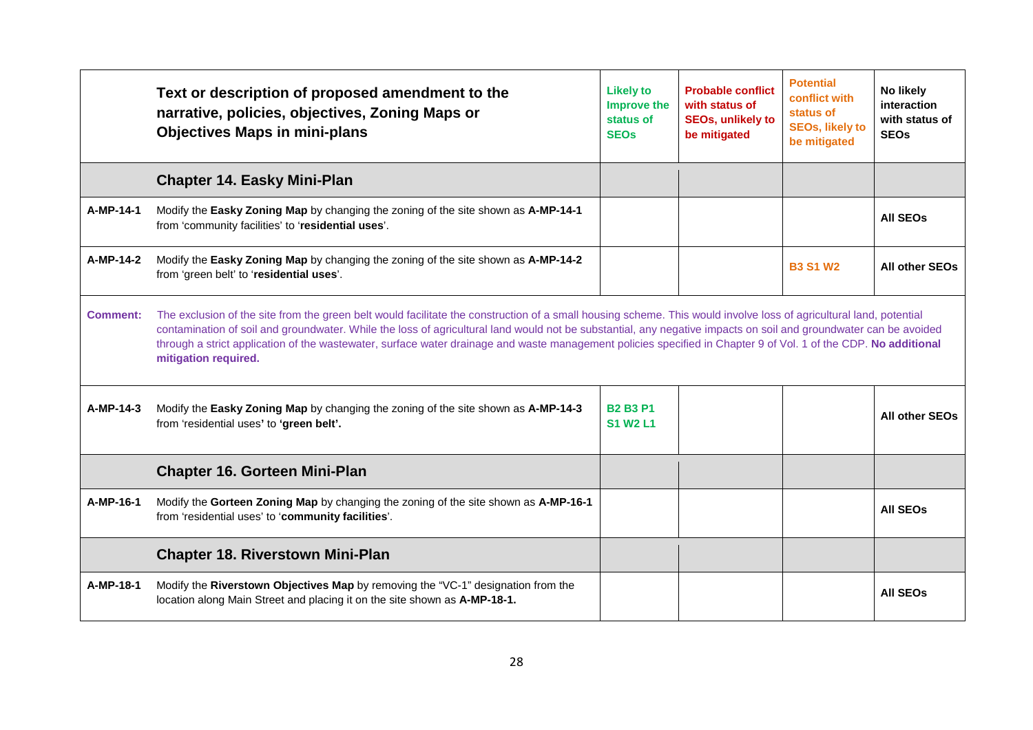| | Text or description of proposed amendment to the narrative, policies, objectives, Zoning Maps or Objectives Maps in mini-plans | Likely to Improve the status of SEOs | Probable conflict with status of SEOs, unlikely to be mitigated | Potential conflict with status of SEOs, likely to be mitigated | No likely interaction with status of SEOs |
|---|---|---|---|---|---|
| | **Chapter 14. Easky Mini-Plan** | | | | |
| **A-MP-14-1** | Modify the **Easky Zoning Map** by changing the zoning of the site shown as **A-MP-14-1** from 'community facilities' to '**residential uses**'. | | | | **All SEOs** |
| **A-MP-14-2** | Modify the **Easky Zoning Map** by changing the zoning of the site shown as **A-MP-14-2** from 'green belt' to '**residential uses**'. | | | **B3 S1 W2** | **All other SEOs** |
| **Comment:** | The exclusion of the site from the green belt would facilitate the construction of a small housing scheme. This would involve loss of agricultural land, potential contamination of soil and groundwater. While the loss of agricultural land would not be substantial, any negative impacts on soil and groundwater can be avoided through a strict application of the wastewater, surface water drainage and waste management policies specified in Chapter 9 of Vol. 1 of the CDP. **No additional mitigation required.** | | | | |
| **A-MP-14-3** | Modify the **Easky Zoning Map** by changing the zoning of the site shown as **A-MP-14-3** from 'residential uses' to **'green belt'.** | **B2 B3 P1 S1 W2 L1** | | | **All other SEOs** |
| | **Chapter 16. Gorteen Mini-Plan** | | | | |
| **A-MP-16-1** | Modify the **Gorteen Zoning Map** by changing the zoning of the site shown as **A-MP-16-1** from 'residential uses' to '**community facilities**'. | | | | **All SEOs** |
| | **Chapter 18. Riverstown Mini-Plan** | | | | |
| **A-MP-18-1** | Modify the **Riverstown Objectives Map** by removing the "VC-1" designation from the location along Main Street and placing it on the site shown as **A-MP-18-1.** | | | | **All SEOs** |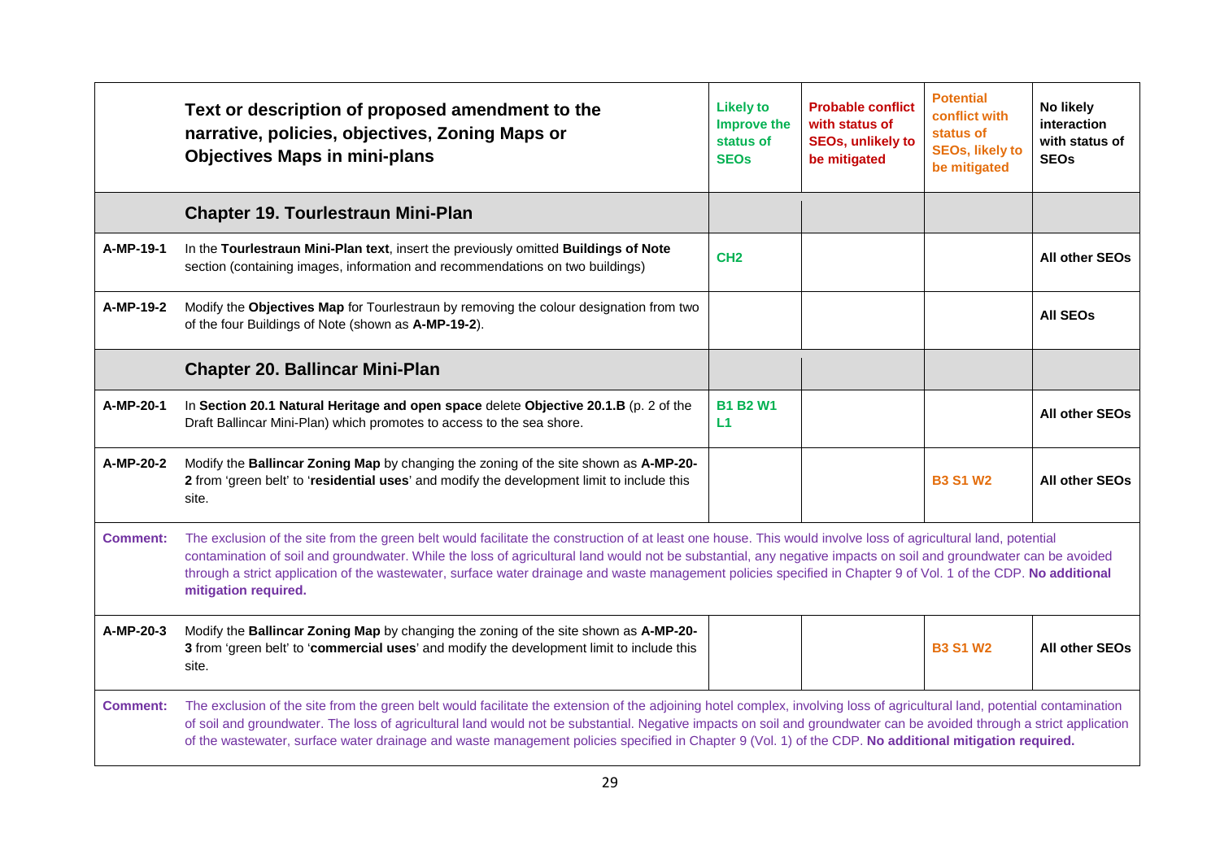| | Text or description of proposed amendment to the narrative, policies, objectives, Zoning Maps or Objectives Maps in mini-plans | Likely to Improve the status of SEOs | Probable conflict with status of SEOs, unlikely to be mitigated | Potential conflict with status of SEOs, likely to be mitigated | No likely interaction with status of SEOs |
|---|---|---|---|---|---|
| | **Chapter 19. Tourlestraun Mini-Plan** | | | | |
| **A-MP-19-1** | In the **Tourlestraun Mini-Plan text**, insert the previously omitted **Buildings of Note** section (containing images, information and recommendations on two buildings) | CH2 | | | All other SEOs |
| **A-MP-19-2** | Modify the **Objectives Map** for Tourlestraun by removing the colour designation from two of the four Buildings of Note (shown as **A-MP-19-2**). | | | | All SEOs |
| | **Chapter 20. Ballincar Mini-Plan** | | | | |
| **A-MP-20-1** | In **Section 20.1 Natural Heritage and open space** delete **Objective 20.1.B** (p. 2 of the Draft Ballincar Mini-Plan) which promotes to access to the sea shore. | B1 B2 W1 L1 | | | All other SEOs |
| **A-MP-20-2** | Modify the **Ballincar Zoning Map** by changing the zoning of the site shown as **A-MP-20-2** from 'green belt' to '**residential uses**' and modify the development limit to include this site. | | | B3 S1 W2 | All other SEOs |
| **Comment:** | The exclusion of the site from the green belt would facilitate the construction of at least one house. This would involve loss of agricultural land, potential contamination of soil and groundwater. While the loss of agricultural land would not be substantial, any negative impacts on soil and groundwater can be avoided through a strict application of the wastewater, surface water drainage and waste management policies specified in Chapter 9 of Vol. 1 of the CDP. **No additional mitigation required.** | | | | |
| **A-MP-20-3** | Modify the **Ballincar Zoning Map** by changing the zoning of the site shown as **A-MP-20-3** from 'green belt' to '**commercial uses**' and modify the development limit to include this site. | | | B3 S1 W2 | All other SEOs |
| **Comment:** | The exclusion of the site from the green belt would facilitate the extension of the adjoining hotel complex, involving loss of agricultural land, potential contamination of soil and groundwater. The loss of agricultural land would not be substantial. Negative impacts on soil and groundwater can be avoided through a strict application of the wastewater, surface water drainage and waste management policies specified in Chapter 9 (Vol. 1) of the CDP. **No additional mitigation required.** | | | | |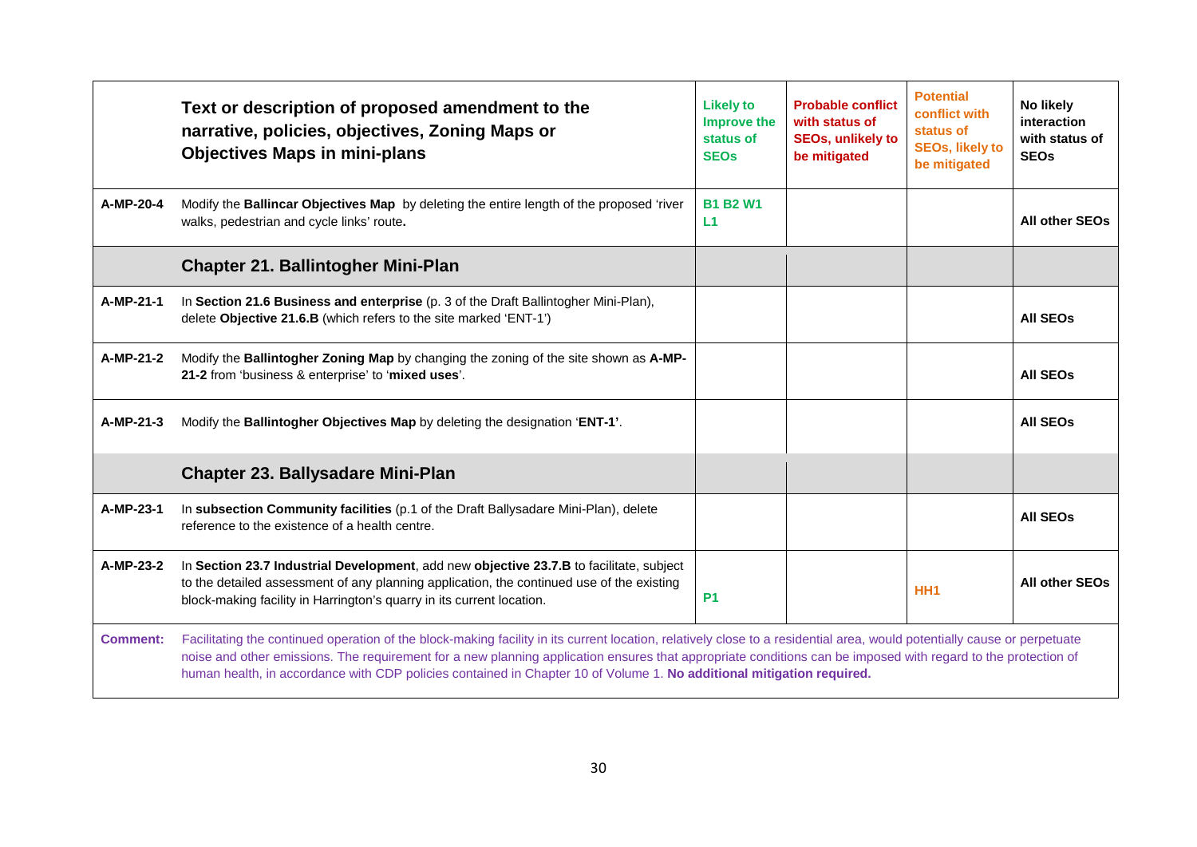| | Text or description of proposed amendment to the narrative, policies, objectives, Zoning Maps or Objectives Maps in mini-plans | Likely to Improve the status of SEOs | Probable conflict with status of SEOs, unlikely to be mitigated | Potential conflict with status of SEOs, likely to be mitigated | No likely interaction with status of SEOs |
|---|---|---|---|---|---|
| **A-MP-20-4** | Modify the **Ballincar Objectives Map** by deleting the entire length of the proposed 'river walks, pedestrian and cycle links' route**.** | **B1 B2 W1 L1** | | | **All other SEOs** |
| | **Chapter 21. Ballintogher Mini-Plan** | | | | |
| **A-MP-21-1** | In **Section 21.6 Business and enterprise** (p. 3 of the Draft Ballintogher Mini-Plan), delete **Objective 21.6.B** (which refers to the site marked 'ENT-1') | | | | **All SEOs** |
| **A-MP-21-2** | Modify the **Ballintogher Zoning Map** by changing the zoning of the site shown as **A-MP-21-2** from 'business & enterprise' to '**mixed uses**'. | | | | **All SEOs** |
| **A-MP-21-3** | Modify the **Ballintogher Objectives Map** by deleting the designation '**ENT-1'**. | | | | **All SEOs** |
| | **Chapter 23. Ballysadare Mini-Plan** | | | | |
| **A-MP-23-1** | In **subsection Community facilities** (p.1 of the Draft Ballysadare Mini-Plan), delete reference to the existence of a health centre. | | | | **All SEOs** |
| **A-MP-23-2** | In **Section 23.7 Industrial Development**, add new **objective 23.7.B** to facilitate, subject to the detailed assessment of any planning application, the continued use of the existing block-making facility in Harrington's quarry in its current location. | **P1** | | **HH1** | **All other SEOs** |
| **Comment:** | Facilitating the continued operation of the block-making facility in its current location, relatively close to a residential area, would potentially cause or perpetuate noise and other emissions. The requirement for a new planning application ensures that appropriate conditions can be imposed with regard to the protection of human health, in accordance with CDP policies contained in Chapter 10 of Volume 1. **No additional mitigation required.** | | | | |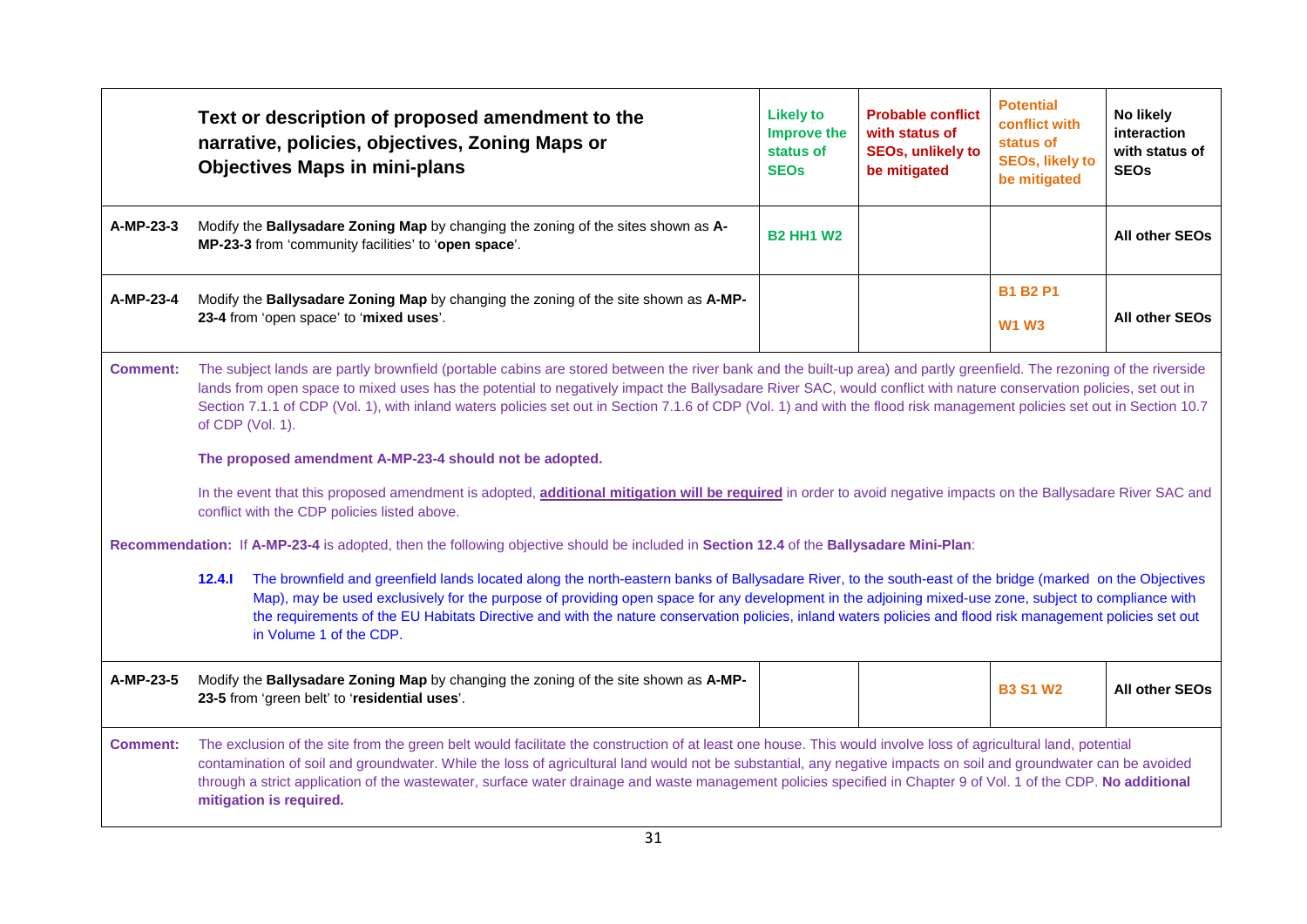| | Text or description of proposed amendment to the narrative, policies, objectives, Zoning Maps or Objectives Maps in mini-plans | Likely to Improve the status of SEOs | Probable conflict with status of SEOs, unlikely to be mitigated | Potential conflict with status of SEOs, likely to be mitigated | No likely interaction with status of SEOs |
|---|---|---|---|---|---|
| **A-MP-23-3** | Modify the **Ballysadare Zoning Map** by changing the zoning of the sites shown as **A-MP-23-3** from 'community facilities' to '**open space**'. | **B2 HH1 W2** | | | **All other SEOs** |
| **A-MP-23-4** | Modify the **Ballysadare Zoning Map** by changing the zoning of the site shown as **A-MP-23-4** from 'open space' to '**mixed uses**'. | | | **B1 B2 P1 W1 W3** | **All other SEOs** |

**Comment:** The subject lands are partly brownfield (portable cabins are stored between the river bank and the built-up area) and partly greenfield. The rezoning of the riverside lands from open space to mixed uses has the potential to negatively impact the Ballysadare River SAC, would conflict with nature conservation policies, set out in Section 7.1.1 of CDP (Vol. 1), with inland waters policies set out in Section 7.1.6 of CDP (Vol. 1) and with the flood risk management policies set out in Section 10.7 of CDP (Vol. 1).

**The proposed amendment A-MP-23-4 should not be adopted.**

In the event that this proposed amendment is adopted, **additional mitigation will be required** in order to avoid negative impacts on the Ballysadare River SAC and conflict with the CDP policies listed above.

**Recommendation:** If **A-MP-23-4** is adopted, then the following objective should be included in **Section 12.4** of the **Ballysadare Mini-Plan**:

**12.4.I** The brownfield and greenfield lands located along the north-eastern banks of Ballysadare River, to the south-east of the bridge (marked on the Objectives Map), may be used exclusively for the purpose of providing open space for any development in the adjoining mixed-use zone, subject to compliance with the requirements of the EU Habitats Directive and with the nature conservation policies, inland waters policies and flood risk management policies set out in Volume 1 of the CDP.

| | | | | | |
|---|---|---|---|---|---|
| **A-MP-23-5** | Modify the **Ballysadare Zoning Map** by changing the zoning of the site shown as **A-MP-23-5** from 'green belt' to '**residential uses**'. | | | **B3 S1 W2** | **All other SEOs** |

**Comment:** The exclusion of the site from the green belt would facilitate the construction of at least one house. This would involve loss of agricultural land, potential contamination of soil and groundwater. While the loss of agricultural land would not be substantial, any negative impacts on soil and groundwater can be avoided through a strict application of the wastewater, surface water drainage and waste management policies specified in Chapter 9 of Vol. 1 of the CDP. **No additional mitigation is required.**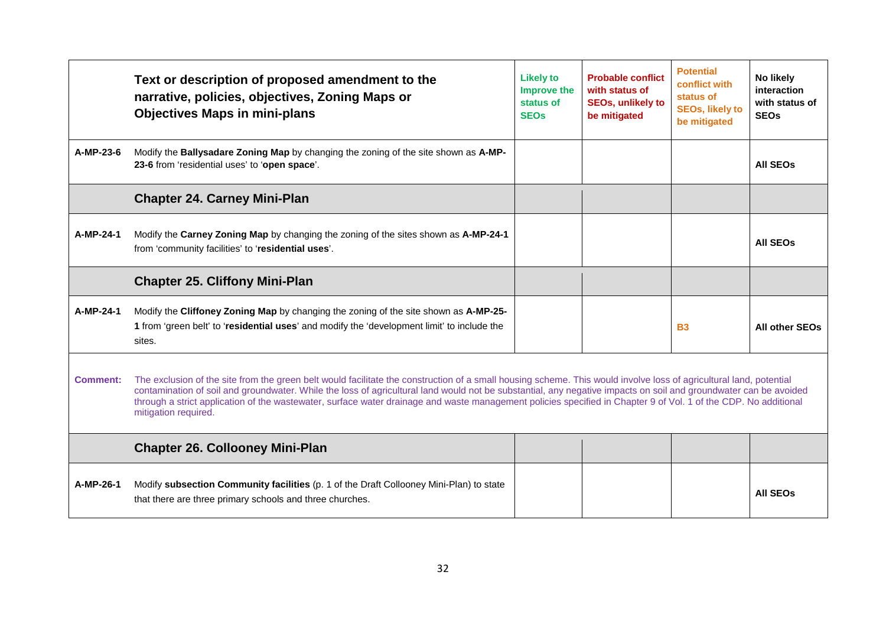| | Text or description of proposed amendment to the narrative, policies, objectives, Zoning Maps or Objectives Maps in mini-plans | Likely to Improve the status of SEOs | Probable conflict with status of SEOs, unlikely to be mitigated | Potential conflict with status of SEOs, likely to be mitigated | No likely interaction with status of SEOs |
|---|---|---|---|---|---|
| **A-MP-23-6** | Modify the **Ballysadare Zoning Map** by changing the zoning of the site shown as **A-MP-23-6** from 'residential uses' to '**open space**'. | | | | **All SEOs** |
| | **Chapter 24. Carney Mini-Plan** | | | | |
| **A-MP-24-1** | Modify the **Carney Zoning Map** by changing the zoning of the sites shown as **A-MP-24-1** from 'community facilities' to '**residential uses**'. | | | | **All SEOs** |
| | **Chapter 25. Cliffony Mini-Plan** | | | | |
| **A-MP-24-1** | Modify the **Cliffoney Zoning Map** by changing the zoning of the site shown as **A-MP-25-1** from 'green belt' to '**residential uses**' and modify the 'development limit' to include the sites. | | | **B3** | **All other SEOs** |
| **Comment:** | The exclusion of the site from the green belt would facilitate the construction of a small housing scheme. This would involve loss of agricultural land, potential contamination of soil and groundwater. While the loss of agricultural land would not be substantial, any negative impacts on soil and groundwater can be avoided through a strict application of the wastewater, surface water drainage and waste management policies specified in Chapter 9 of Vol. 1 of the CDP. No additional mitigation required. | | | | |
| | **Chapter 26. Collooney Mini-Plan** | | | | |
| **A-MP-26-1** | Modify **subsection Community facilities** (p. 1 of the Draft Collooney Mini-Plan) to state that there are three primary schools and three churches. | | | | **All SEOs** |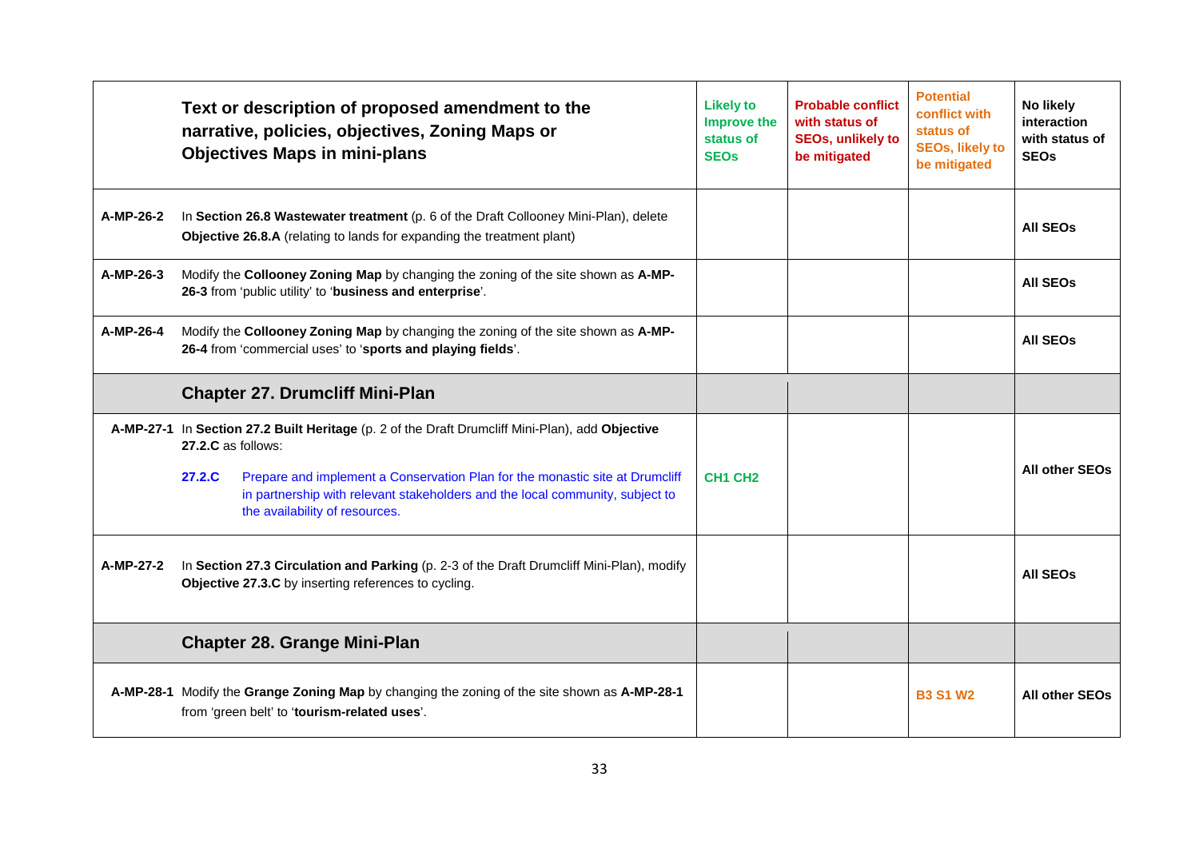| | Text or description of proposed amendment to the narrative, policies, objectives, Zoning Maps or Objectives Maps in mini-plans | Likely to Improve the status of SEOs | Probable conflict with status of SEOs, unlikely to be mitigated | Potential conflict with status of SEOs, likely to be mitigated | No likely interaction with status of SEOs |
|---|---|---|---|---|---|
| **A-MP-26-2** | In **Section 26.8 Wastewater treatment** (p. 6 of the Draft Collooney Mini-Plan), delete **Objective 26.8.A** (relating to lands for expanding the treatment plant) | | | | **All SEOs** |
| **A-MP-26-3** | Modify the **Collooney Zoning Map** by changing the zoning of the site shown as **A-MP-26-3** from 'public utility' to '**business and enterprise**'. | | | | **All SEOs** |
| **A-MP-26-4** | Modify the **Collooney Zoning Map** by changing the zoning of the site shown as **A-MP-26-4** from 'commercial uses' to '**sports and playing fields**'. | | | | **All SEOs** |
| | **Chapter 27. Drumcliff Mini-Plan** | | | | |
| **A-MP-27-1** | In **Section 27.2 Built Heritage** (p. 2 of the Draft Drumcliff Mini-Plan), add **Objective 27.2.C** as follows: **27.2.C** Prepare and implement a Conservation Plan for the monastic site at Drumcliff in partnership with relevant stakeholders and the local community, subject to the availability of resources. | **CH1 CH2** | | | **All other SEOs** |
| **A-MP-27-2** | In **Section 27.3 Circulation and Parking** (p. 2-3 of the Draft Drumcliff Mini-Plan), modify **Objective 27.3.C** by inserting references to cycling. | | | | **All SEOs** |
| | **Chapter 28. Grange Mini-Plan** | | | | |
| **A-MP-28-1** | Modify the **Grange Zoning Map** by changing the zoning of the site shown as **A-MP-28-1** from 'green belt' to '**tourism-related uses**'. | | | **B3 S1 W2** | **All other SEOs** |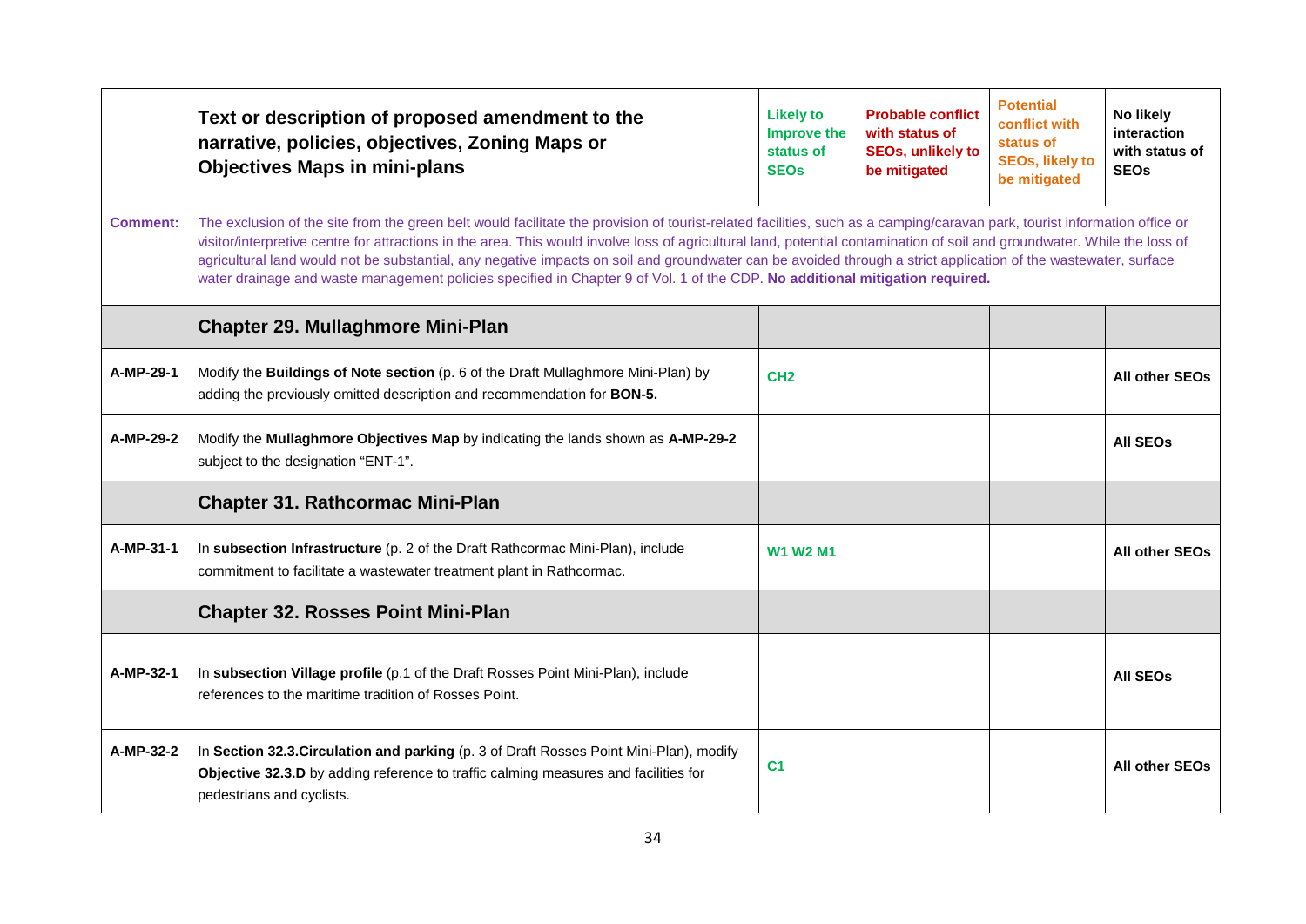| | Text or description of proposed amendment to the narrative, policies, objectives, Zoning Maps or Objectives Maps in mini-plans | Likely to Improve the status of SEOs | Probable conflict with status of SEOs, unlikely to be mitigated | Potential conflict with status of SEOs, likely to be mitigated | No likely interaction with status of SEOs |
|---|---|---|---|---|---|
| **Comment:** | The exclusion of the site from the green belt would facilitate the provision of tourist-related facilities, such as a camping/caravan park, tourist information office or visitor/interpretive centre for attractions in the area. This would involve loss of agricultural land, potential contamination of soil and groundwater. While the loss of agricultural land would not be substantial, any negative impacts on soil and groundwater can be avoided through a strict application of the wastewater, surface water drainage and waste management policies specified in Chapter 9 of Vol. 1 of the CDP. **No additional mitigation required.** | | | | |
| | **Chapter 29. Mullaghmore Mini-Plan** | | | | |
| **A-MP-29-1** | Modify the **Buildings of Note section** (p. 6 of the Draft Mullaghmore Mini-Plan) by adding the previously omitted description and recommendation for **BON-5.** | **CH2** | | | **All other SEOs** |
| **A-MP-29-2** | Modify the **Mullaghmore Objectives Map** by indicating the lands shown as **A-MP-29-2** subject to the designation "ENT-1". | | | | **All SEOs** |
| | **Chapter 31. Rathcormac Mini-Plan** | | | | |
| **A-MP-31-1** | In **subsection Infrastructure** (p. 2 of the Draft Rathcormac Mini-Plan), include commitment to facilitate a wastewater treatment plant in Rathcormac. | **W1 W2 M1** | | | **All other SEOs** |
| | **Chapter 32. Rosses Point Mini-Plan** | | | | |
| **A-MP-32-1** | In **subsection Village profile** (p.1 of the Draft Rosses Point Mini-Plan), include references to the maritime tradition of Rosses Point. | | | | **All SEOs** |
| **A-MP-32-2** | In **Section 32.3.Circulation and parking** (p. 3 of Draft Rosses Point Mini-Plan), modify **Objective 32.3.D** by adding reference to traffic calming measures and facilities for pedestrians and cyclists. | **C1** | | | **All other SEOs** |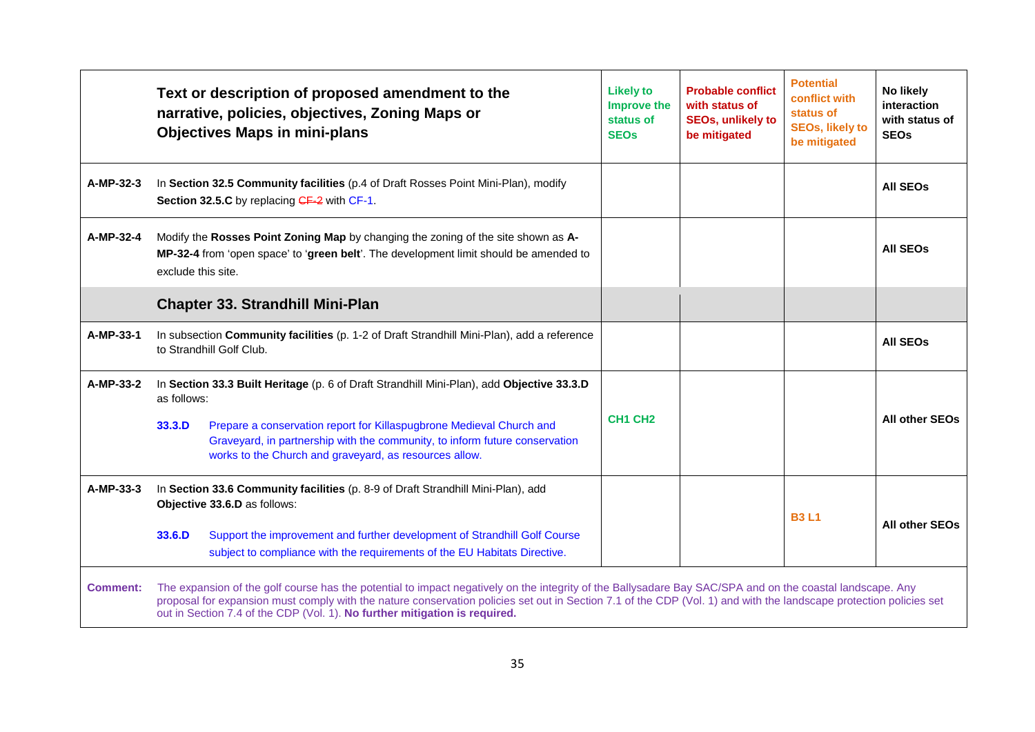| | Text or description of proposed amendment to the narrative, policies, objectives, Zoning Maps or Objectives Maps in mini-plans | Likely to Improve the status of SEOs | Probable conflict with status of SEOs, unlikely to be mitigated | Potential conflict with status of SEOs, likely to be mitigated | No likely interaction with status of SEOs |
|---|---|---|---|---|---|
| **A-MP-32-3** | In **Section 32.5 Community facilities** (p.4 of Draft Rosses Point Mini-Plan), modify **Section 32.5.C** by replacing ~~CF-2~~ with CF-1. | | | | **All SEOs** |
| **A-MP-32-4** | Modify the **Rosses Point Zoning Map** by changing the zoning of the site shown as **A-MP-32-4** from 'open space' to '**green belt**'. The development limit should be amended to exclude this site. | | | | **All SEOs** |
| | **Chapter 33. Strandhill Mini-Plan** | | | | |
| **A-MP-33-1** | In subsection **Community facilities** (p. 1-2 of Draft Strandhill Mini-Plan), add a reference to Strandhill Golf Club. | | | | **All SEOs** |
| **A-MP-33-2** | In **Section 33.3 Built Heritage** (p. 6 of Draft Strandhill Mini-Plan), add **Objective 33.3.D** as follows:<br><br>**33.3.D** Prepare a conservation report for Killaspugbrone Medieval Church and Graveyard, in partnership with the community, to inform future conservation works to the Church and graveyard, as resources allow. | **CH1 CH2** | | | **All other SEOs** |
| **A-MP-33-3** | In **Section 33.6 Community facilities** (p. 8-9 of Draft Strandhill Mini-Plan), add **Objective 33.6.D** as follows:<br><br>**33.6.D** Support the improvement and further development of Strandhill Golf Course subject to compliance with the requirements of the EU Habitats Directive. | | | **B3 L1** | **All other SEOs** |
| **Comment:** | The expansion of the golf course has the potential to impact negatively on the integrity of the Ballysadare Bay SAC/SPA and on the coastal landscape. Any proposal for expansion must comply with the nature conservation policies set out in Section 7.1 of the CDP (Vol. 1) and with the landscape protection policies set out in Section 7.4 of the CDP (Vol. 1). **No further mitigation is required.** | | | | |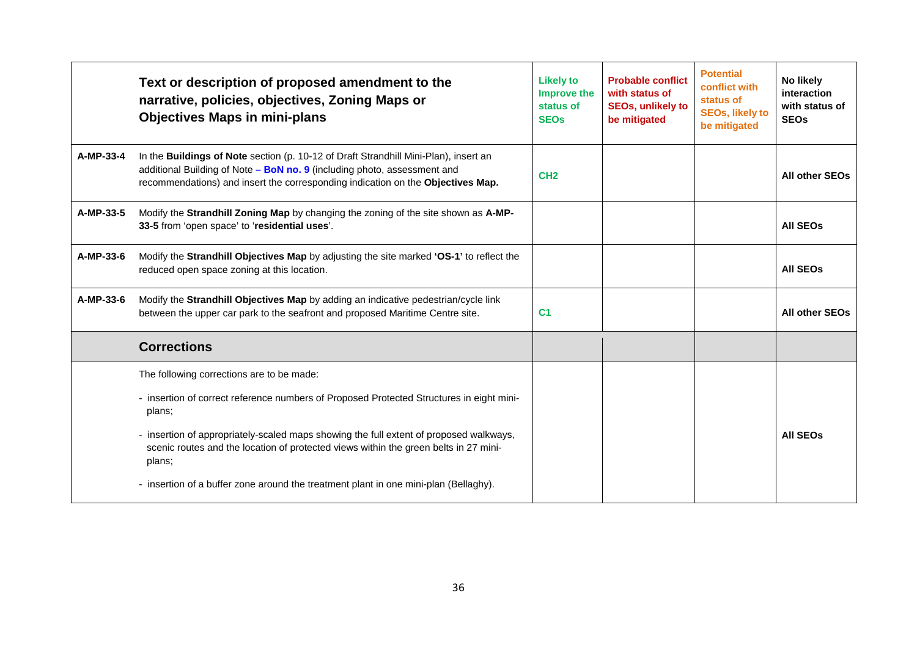| | Text or description of proposed amendment to the narrative, policies, objectives, Zoning Maps or Objectives Maps in mini-plans | Likely to Improve the status of SEOs | Probable conflict with status of SEOs, unlikely to be mitigated | Potential conflict with status of SEOs, likely to be mitigated | No likely interaction with status of SEOs |
|---|---|---|---|---|---|
| **A-MP-33-4** | In the **Buildings of Note** section (p. 10-12 of Draft Strandhill Mini-Plan), insert an additional Building of Note **– BoN no. 9** (including photo, assessment and recommendations) and insert the corresponding indication on the **Objectives Map.** | **CH2** | | | **All other SEOs** |
| **A-MP-33-5** | Modify the **Strandhill Zoning Map** by changing the zoning of the site shown as **A-MP-33-5** from 'open space' to '**residential uses**'. | | | | **All SEOs** |
| **A-MP-33-6** | Modify the **Strandhill Objectives Map** by adjusting the site marked **'OS-1'** to reflect the reduced open space zoning at this location. | | | | **All SEOs** |
| **A-MP-33-6** | Modify the **Strandhill Objectives Map** by adding an indicative pedestrian/cycle link between the upper car park to the seafront and proposed Maritime Centre site. | **C1** | | | **All other SEOs** |
| | **Corrections** | | | | |
| | The following corrections are to be made:<br><br>- insertion of correct reference numbers of Proposed Protected Structures in eight mini-plans;<br><br>- insertion of appropriately-scaled maps showing the full extent of proposed walkways, scenic routes and the location of protected views within the green belts in 27 mini-plans;<br><br>- insertion of a buffer zone around the treatment plant in one mini-plan (Bellaghy). | | | | **All SEOs** |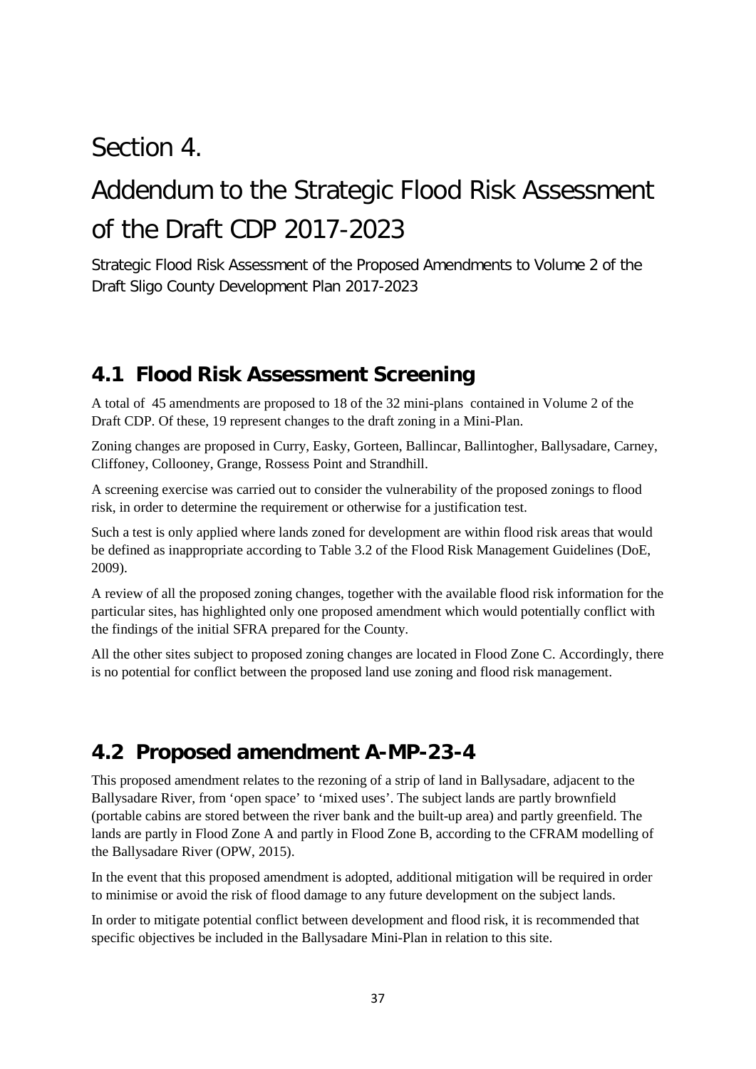# Section 4.

# Addendum to the Strategic Flood Risk Assessment of the Draft CDP 2017-2023

Strategic Flood Risk Assessment of the Proposed Amendments to Volume 2 of the Draft Sligo County Development Plan 2017-2023

## 4.1 Flood Risk Assessment Screening

A total of 45 amendments are proposed to 18 of the 32 mini-plans contained in Volume 2 of the Draft CDP. Of these, 19 represent changes to the draft zoning in a Mini-Plan.

Zoning changes are proposed in Curry, Easky, Gorteen, Ballincar, Ballintogher, Ballysadare, Carney, Cliffoney, Collooney, Grange, Rossess Point and Strandhill.

A screening exercise was carried out to consider the vulnerability of the proposed zonings to flood risk, in order to determine the requirement or otherwise for a justification test.

Such a test is only applied where lands zoned for development are within flood risk areas that would be defined as inappropriate according to Table 3.2 of the Flood Risk Management Guidelines (DoE, 2009).

A review of all the proposed zoning changes, together with the available flood risk information for the particular sites, has highlighted only one proposed amendment which would potentially conflict with the findings of the initial SFRA prepared for the County.

All the other sites subject to proposed zoning changes are located in Flood Zone C. Accordingly, there is no potential for conflict between the proposed land use zoning and flood risk management.

## 4.2 Proposed amendment A-MP-23-4

This proposed amendment relates to the rezoning of a strip of land in Ballysadare, adjacent to the Ballysadare River, from 'open space' to 'mixed uses'. The subject lands are partly brownfield (portable cabins are stored between the river bank and the built-up area) and partly greenfield. The lands are partly in Flood Zone A and partly in Flood Zone B, according to the CFRAM modelling of the Ballysadare River (OPW, 2015).

In the event that this proposed amendment is adopted, additional mitigation will be required in order to minimise or avoid the risk of flood damage to any future development on the subject lands.

In order to mitigate potential conflict between development and flood risk, it is recommended that specific objectives be included in the Ballysadare Mini-Plan in relation to this site.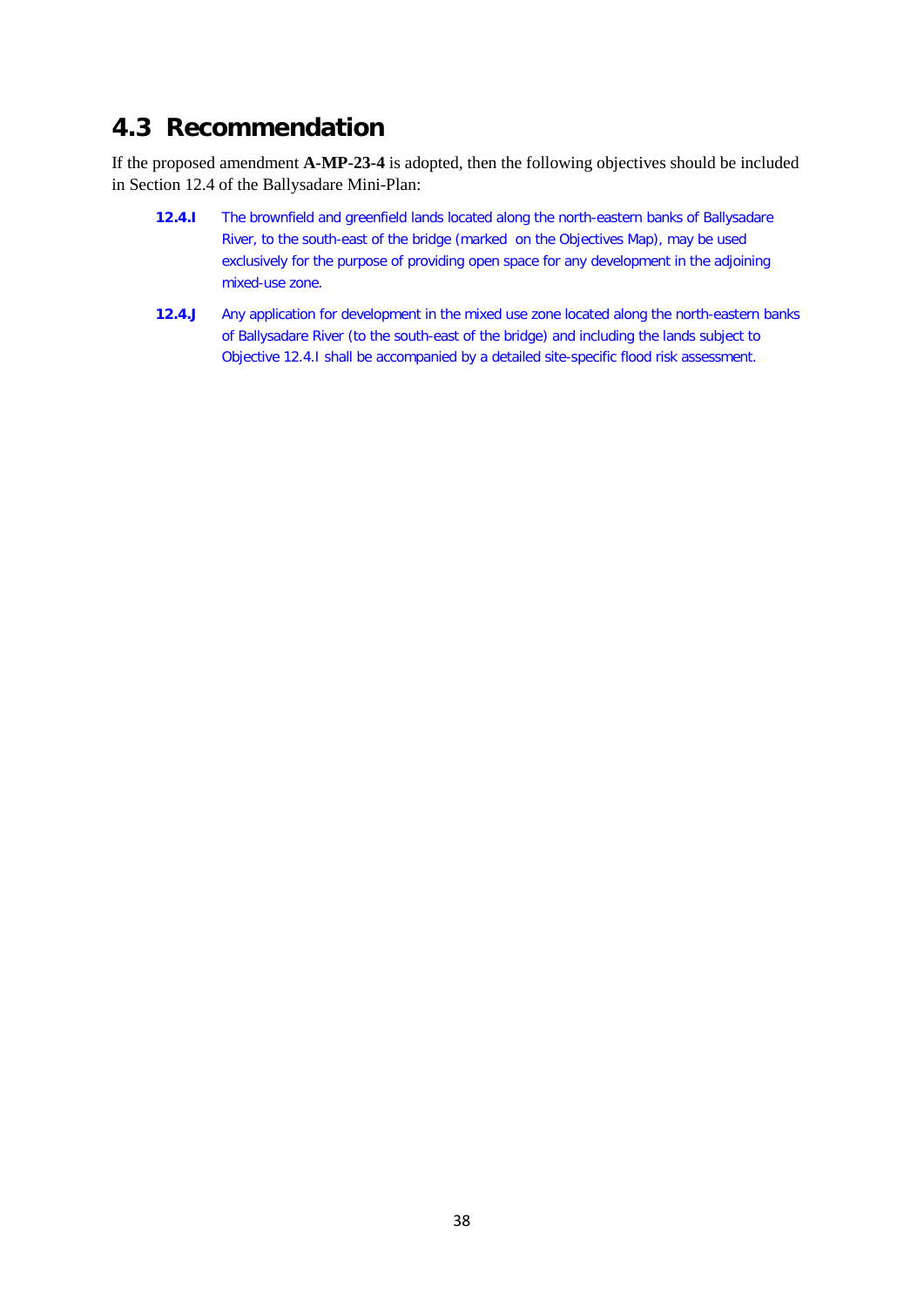## 4.3 Recommendation

If the proposed amendment **A-MP-23-4** is adopted, then the following objectives should be included in Section 12.4 of the Ballysadare Mini-Plan:

**12.4.I** The brownfield and greenfield lands located along the north-eastern banks of Ballysadare River, to the south-east of the bridge (marked on the Objectives Map), may be used exclusively for the purpose of providing open space for any development in the adjoining mixed-use zone.

**12.4.J** Any application for development in the mixed use zone located along the north-eastern banks of Ballysadare River (to the south-east of the bridge) and including the lands subject to Objective 12.4.I shall be accompanied by a detailed site-specific flood risk assessment.